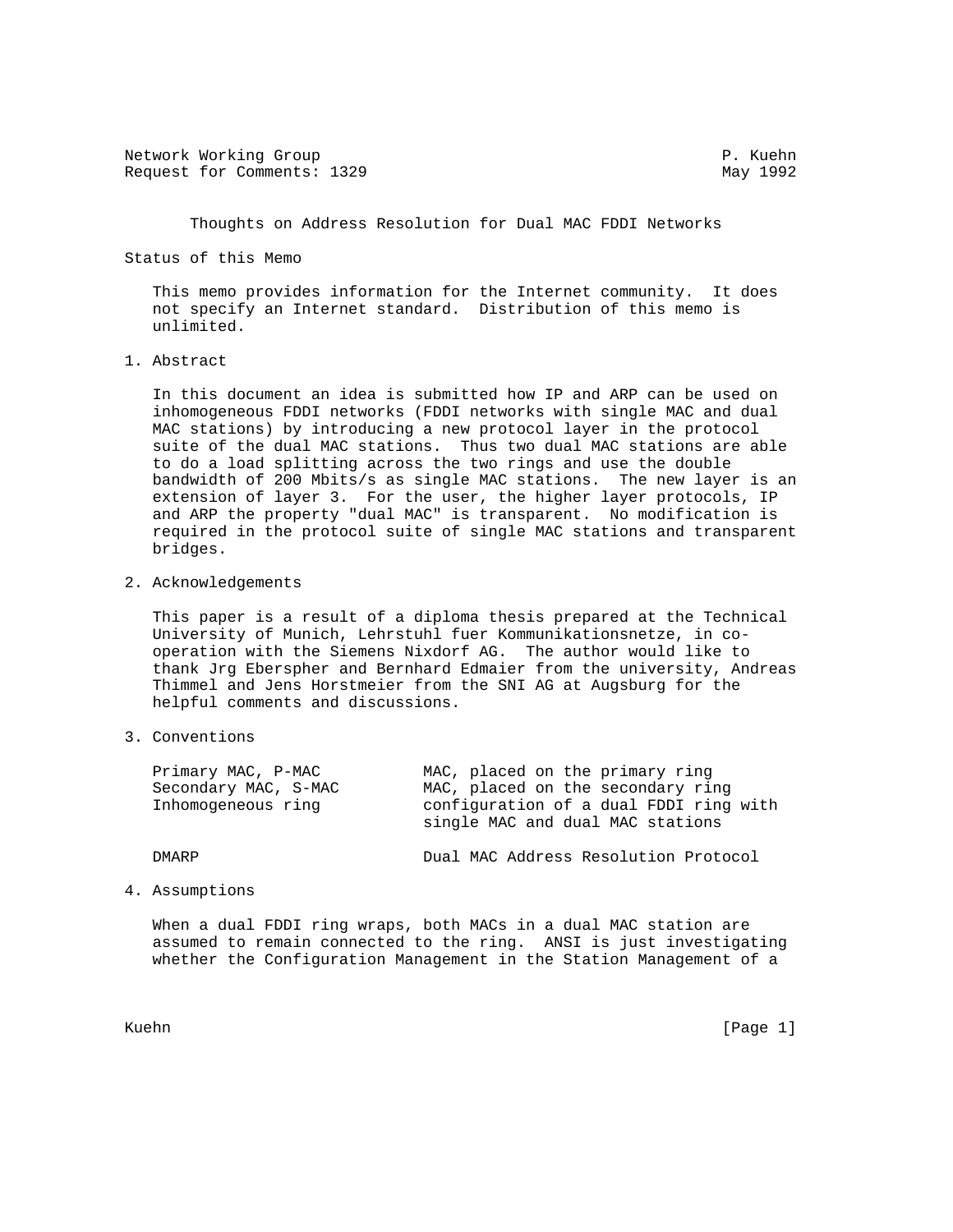Network Working Group P. Kuehn
Request for Comments: 1329 May 1992

# Thoughts on Address Resolution for Dual MAC FDDI Networks

## Status of this Memo

This memo provides information for the Internet community. It does not specify an Internet standard. Distribution of this memo is unlimited.

## 1. Abstract

In this document an idea is submitted how IP and ARP can be used on inhomogeneous FDDI networks (FDDI networks with single MAC and dual MAC stations) by introducing a new protocol layer in the protocol suite of the dual MAC stations. Thus two dual MAC stations are able to do a load splitting across the two rings and use the double bandwidth of 200 Mbits/s as single MAC stations. The new layer is an extension of layer 3. For the user, the higher layer protocols, IP and ARP the property "dual MAC" is transparent. No modification is required in the protocol suite of single MAC stations and transparent bridges.

## 2. Acknowledgements

This paper is a result of a diploma thesis prepared at the Technical University of Munich, Lehrstuhl fuer Kommunikationsnetze, in co-operation with the Siemens Nixdorf AG. The author would like to thank Jrg Eberspher and Bernhard Edmaier from the university, Andreas Thimmel and Jens Horstmeier from the SNI AG at Augsburg for the helpful comments and discussions.

## 3. Conventions

| | |
|---|---|
| Primary MAC, P-MAC | MAC, placed on the primary ring |
| Secondary MAC, S-MAC | MAC, placed on the secondary ring |
| Inhomogeneous ring | configuration of a dual FDDI ring with single MAC and dual MAC stations |
| DMARP | Dual MAC Address Resolution Protocol |

## 4. Assumptions

When a dual FDDI ring wraps, both MACs in a dual MAC station are assumed to remain connected to the ring. ANSI is just investigating whether the Configuration Management in the Station Management of a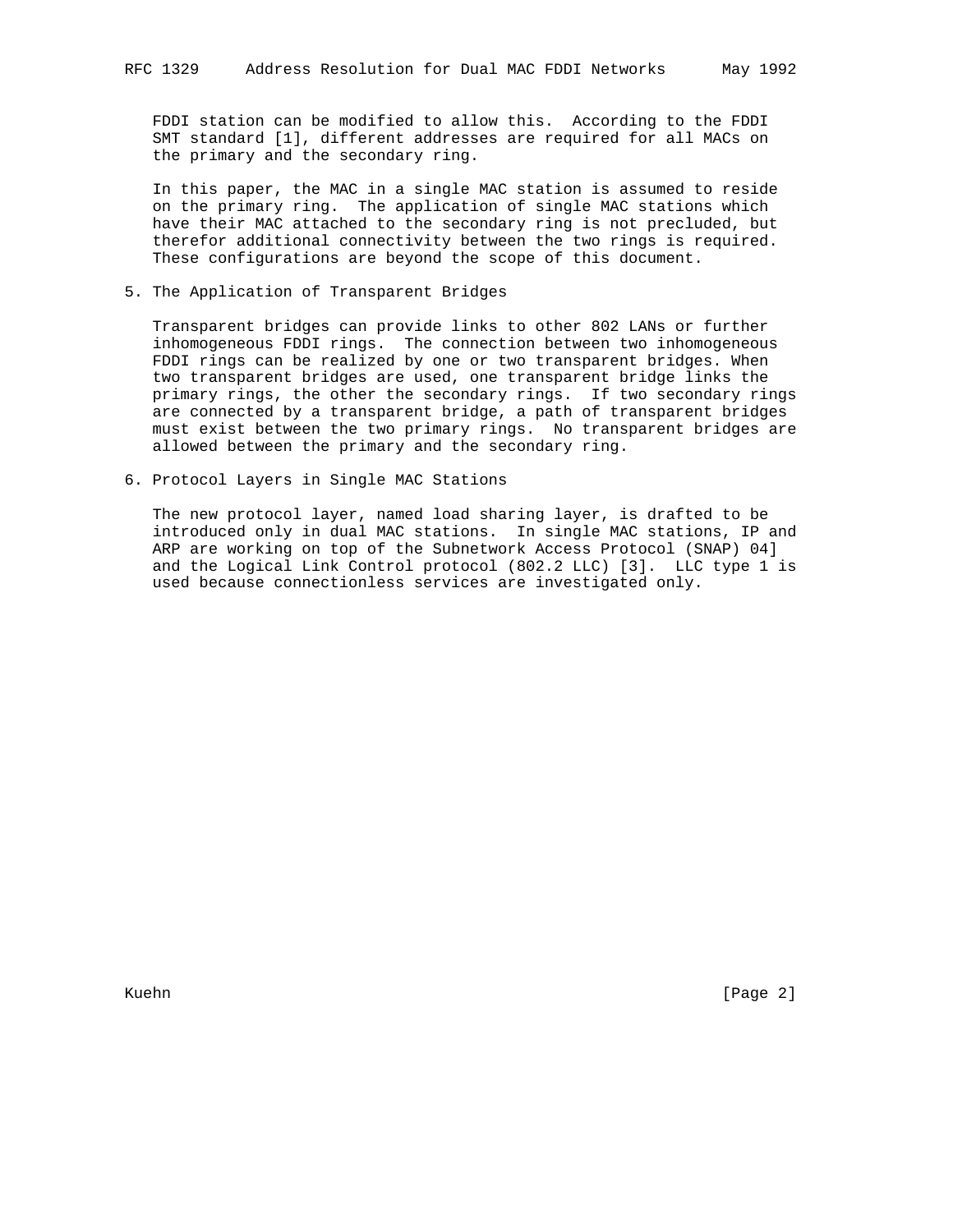FDDI station can be modified to allow this. According to the FDDI SMT standard [1], different addresses are required for all MACs on the primary and the secondary ring.

In this paper, the MAC in a single MAC station is assumed to reside on the primary ring. The application of single MAC stations which have their MAC attached to the secondary ring is not precluded, but therefor additional connectivity between the two rings is required. These configurations are beyond the scope of this document.

## 5. The Application of Transparent Bridges

Transparent bridges can provide links to other 802 LANs or further inhomogeneous FDDI rings. The connection between two inhomogeneous FDDI rings can be realized by one or two transparent bridges. When two transparent bridges are used, one transparent bridge links the primary rings, the other the secondary rings. If two secondary rings are connected by a transparent bridge, a path of transparent bridges must exist between the two primary rings. No transparent bridges are allowed between the primary and the secondary ring.

## 6. Protocol Layers in Single MAC Stations

The new protocol layer, named load sharing layer, is drafted to be introduced only in dual MAC stations. In single MAC stations, IP and ARP are working on top of the Subnetwork Access Protocol (SNAP) 04] and the Logical Link Control protocol (802.2 LLC) [3]. LLC type 1 is used because connectionless services are investigated only.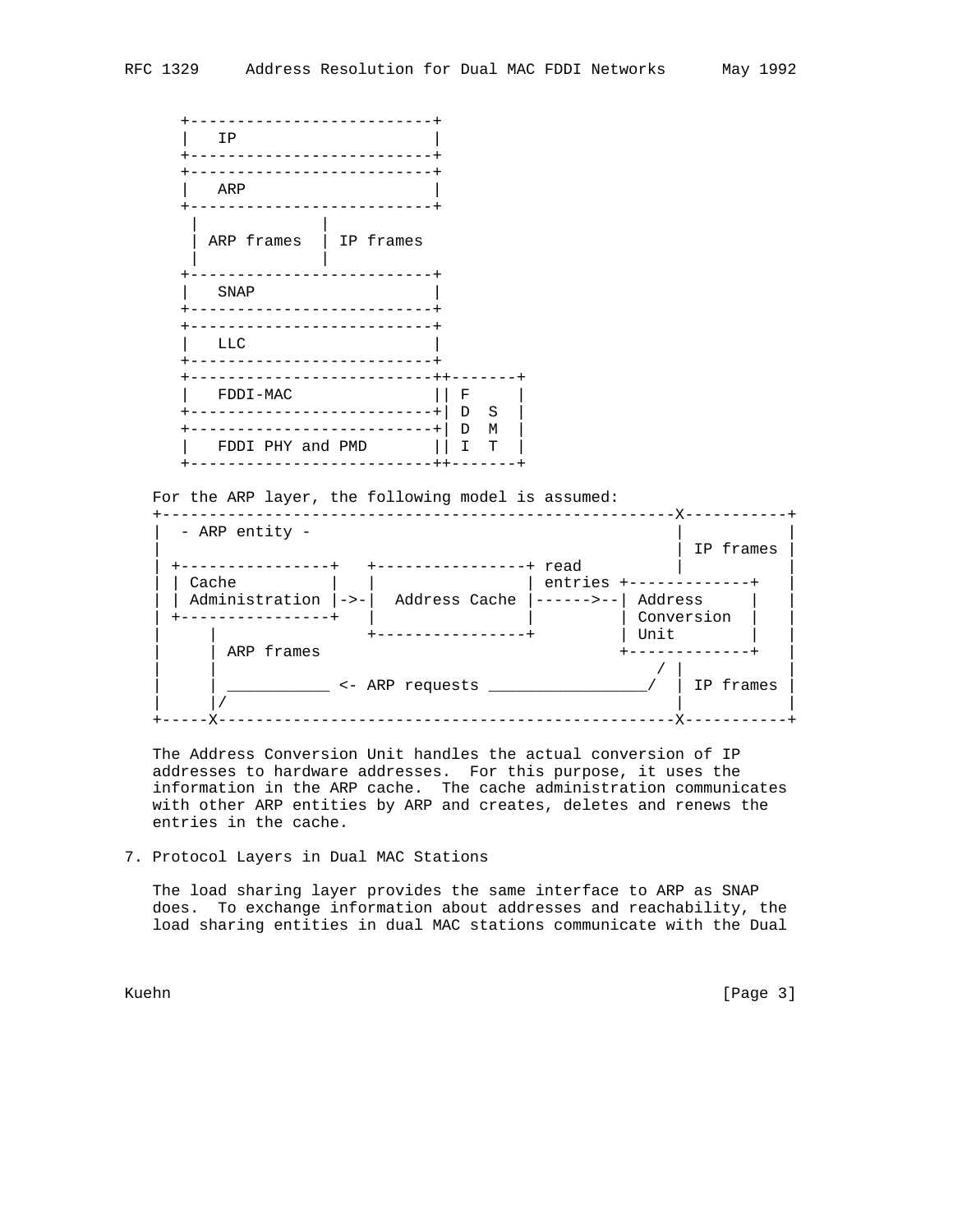```
   +--------------------------+
   |   IP                     |
   +--------------------------+
   +--------------------------+
   |   ARP                    |
   +--------------------------+
    |             |
    | ARP frames  | IP frames
    |             |
   +--------------------------+
   |   SNAP                   |
   +--------------------------+
   +--------------------------+
   |   LLC                    |
   +--------------------------+
   +--------------------------++-------+
   |   FDDI-MAC               || F     |
   +--------------------------+| D  S  |
   +--------------------------+| D  M  |
   |   FDDI PHY and PMD       || I  T  |
   +--------------------------++-------+
```

For the ARP layer, the following model is assumed:

```
+-------------------------------------------------------X-----------+
|  - ARP entity -                                       |           |
|                                                       | IP frames |
| +----------------+   +-----------------+ read         |           |
| | Cache          |   |                 | entries +-------------+  |
| | Administration |->-|  Address Cache  |------>--| Address     |  |
| +----------------+   |                 |         | Conversion  |  |
|     |                +-----------------+         | Unit        |  |
|     | ARP frames                                 +-------------+  |
|     |                                                  / |        |
|     | ___________ <- ARP requests _________________/  | IP frames |
|     |/                                                |           |
+-----X-------------------------------------------------X-----------+
```

The Address Conversion Unit handles the actual conversion of IP addresses to hardware addresses. For this purpose, it uses the information in the ARP cache. The cache administration communicates with other ARP entities by ARP and creates, deletes and renews the entries in the cache.

## 7. Protocol Layers in Dual MAC Stations

The load sharing layer provides the same interface to ARP as SNAP does. To exchange information about addresses and reachability, the load sharing entities in dual MAC stations communicate with the Dual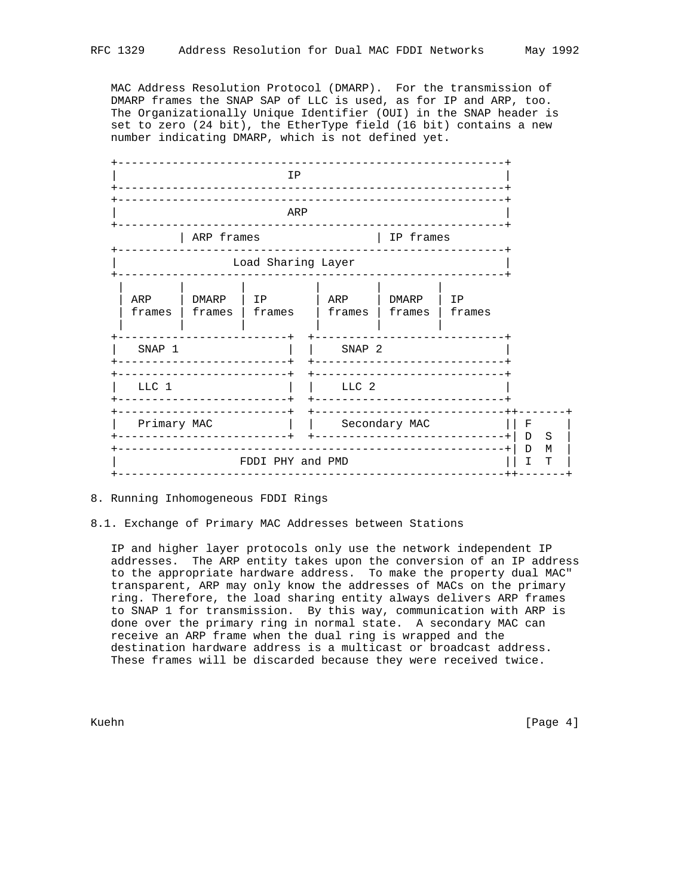MAC Address Resolution Protocol (DMARP). For the transmission of DMARP frames the SNAP SAP of LLC is used, as for IP and ARP, too. The Organizationally Unique Identifier (OUI) in the SNAP header is set to zero (24 bit), the EtherType field (16 bit) contains a new number indicating DMARP, which is not defined yet.

```
+--------------------------------------------------------+
|                         IP                             |
+--------------------------------------------------------+
+--------------------------------------------------------+
|                         ARP                            |
+--------------------------------------------------------+
          | ARP frames                  | IP frames
+--------------------------------------------------------+
|                Load Sharing Layer                      |
+--------------------------------------------------------+
 |        |        |          |        |        |
 | ARP    | DMARP  | IP       | ARP    | DMARP  | IP
 | frames | frames | frames   | frames | frames | frames
 |        |        |          |        |        |
+-------------------------+  +---------------------------+
|   SNAP 1                |  |    SNAP 2                 |
+-------------------------+  +---------------------------+
+-------------------------+  +---------------------------+
|   LLC 1                 |  |    LLC 2                  |
+-------------------------+  +---------------------------+
+-------------------------+  +---------------------------++-------+
|   Primary MAC           |  |    Secondary MAC          || F     |
+-------------------------+  +---------------------------+| D  S  |
+--------------------------------------------------------+| D  M  |
|                FDDI PHY and PMD                        || I  T  |
+--------------------------------------------------------++-------+
```

## 8. Running Inhomogeneous FDDI Rings

### 8.1. Exchange of Primary MAC Addresses between Stations

IP and higher layer protocols only use the network independent IP addresses. The ARP entity takes upon the conversion of an IP address to the appropriate hardware address. To make the property dual MAC" transparent, ARP may only know the addresses of MACs on the primary ring. Therefore, the load sharing entity always delivers ARP frames to SNAP 1 for transmission. By this way, communication with ARP is done over the primary ring in normal state. A secondary MAC can receive an ARP frame when the dual ring is wrapped and the destination hardware address is a multicast or broadcast address. These frames will be discarded because they were received twice.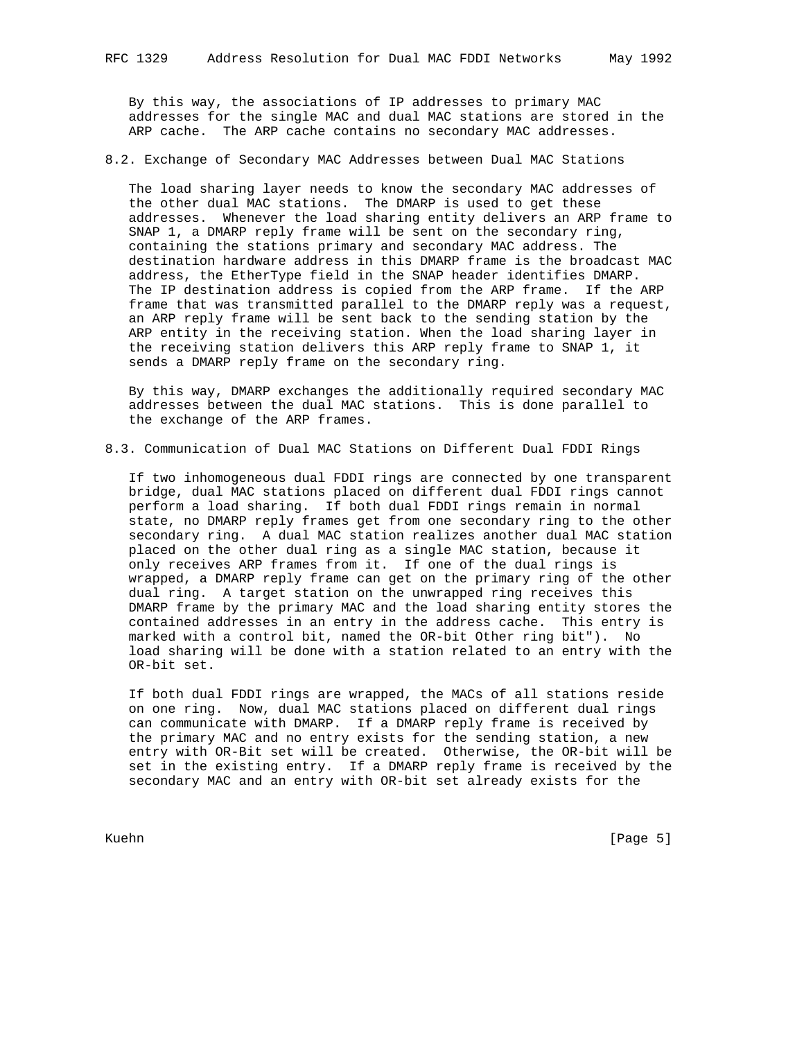By this way, the associations of IP addresses to primary MAC addresses for the single MAC and dual MAC stations are stored in the ARP cache. The ARP cache contains no secondary MAC addresses.

## 8.2. Exchange of Secondary MAC Addresses between Dual MAC Stations

The load sharing layer needs to know the secondary MAC addresses of the other dual MAC stations. The DMARP is used to get these addresses. Whenever the load sharing entity delivers an ARP frame to SNAP 1, a DMARP reply frame will be sent on the secondary ring, containing the stations primary and secondary MAC address. The destination hardware address in this DMARP frame is the broadcast MAC address, the EtherType field in the SNAP header identifies DMARP. The IP destination address is copied from the ARP frame. If the ARP frame that was transmitted parallel to the DMARP reply was a request, an ARP reply frame will be sent back to the sending station by the ARP entity in the receiving station. When the load sharing layer in the receiving station delivers this ARP reply frame to SNAP 1, it sends a DMARP reply frame on the secondary ring.

By this way, DMARP exchanges the additionally required secondary MAC addresses between the dual MAC stations. This is done parallel to the exchange of the ARP frames.

## 8.3. Communication of Dual MAC Stations on Different Dual FDDI Rings

If two inhomogeneous dual FDDI rings are connected by one transparent bridge, dual MAC stations placed on different dual FDDI rings cannot perform a load sharing. If both dual FDDI rings remain in normal state, no DMARP reply frames get from one secondary ring to the other secondary ring. A dual MAC station realizes another dual MAC station placed on the other dual ring as a single MAC station, because it only receives ARP frames from it. If one of the dual rings is wrapped, a DMARP reply frame can get on the primary ring of the other dual ring. A target station on the unwrapped ring receives this DMARP frame by the primary MAC and the load sharing entity stores the contained addresses in an entry in the address cache. This entry is marked with a control bit, named the OR-bit Other ring bit"). No load sharing will be done with a station related to an entry with the OR-bit set.

If both dual FDDI rings are wrapped, the MACs of all stations reside on one ring. Now, dual MAC stations placed on different dual rings can communicate with DMARP. If a DMARP reply frame is received by the primary MAC and no entry exists for the sending station, a new entry with OR-Bit set will be created. Otherwise, the OR-bit will be set in the existing entry. If a DMARP reply frame is received by the secondary MAC and an entry with OR-bit set already exists for the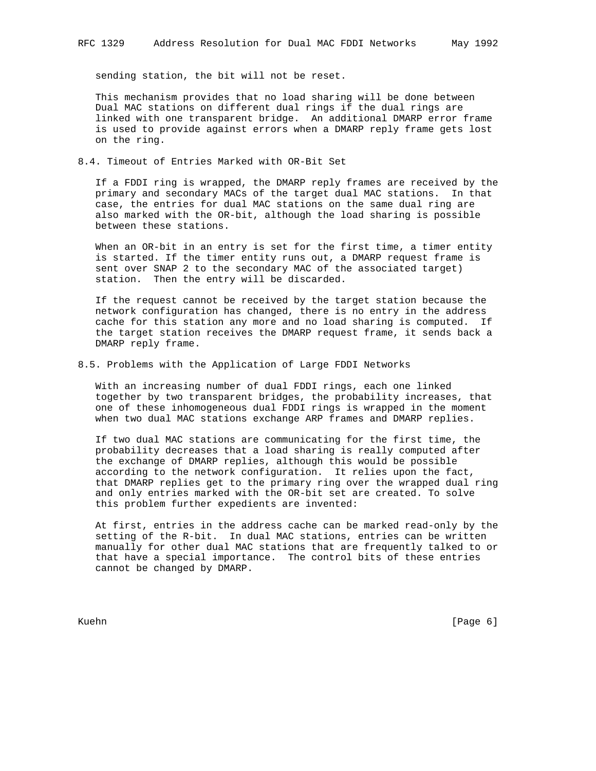sending station, the bit will not be reset.

This mechanism provides that no load sharing will be done between Dual MAC stations on different dual rings if the dual rings are linked with one transparent bridge. An additional DMARP error frame is used to provide against errors when a DMARP reply frame gets lost on the ring.

### 8.4. Timeout of Entries Marked with OR-Bit Set

If a FDDI ring is wrapped, the DMARP reply frames are received by the primary and secondary MACs of the target dual MAC stations. In that case, the entries for dual MAC stations on the same dual ring are also marked with the OR-bit, although the load sharing is possible between these stations.

When an OR-bit in an entry is set for the first time, a timer entity is started. If the timer entity runs out, a DMARP request frame is sent over SNAP 2 to the secondary MAC of the associated target) station. Then the entry will be discarded.

If the request cannot be received by the target station because the network configuration has changed, there is no entry in the address cache for this station any more and no load sharing is computed. If the target station receives the DMARP request frame, it sends back a DMARP reply frame.

### 8.5. Problems with the Application of Large FDDI Networks

With an increasing number of dual FDDI rings, each one linked together by two transparent bridges, the probability increases, that one of these inhomogeneous dual FDDI rings is wrapped in the moment when two dual MAC stations exchange ARP frames and DMARP replies.

If two dual MAC stations are communicating for the first time, the probability decreases that a load sharing is really computed after the exchange of DMARP replies, although this would be possible according to the network configuration. It relies upon the fact, that DMARP replies get to the primary ring over the wrapped dual ring and only entries marked with the OR-bit set are created. To solve this problem further expedients are invented:

At first, entries in the address cache can be marked read-only by the setting of the R-bit. In dual MAC stations, entries can be written manually for other dual MAC stations that are frequently talked to or that have a special importance. The control bits of these entries cannot be changed by DMARP.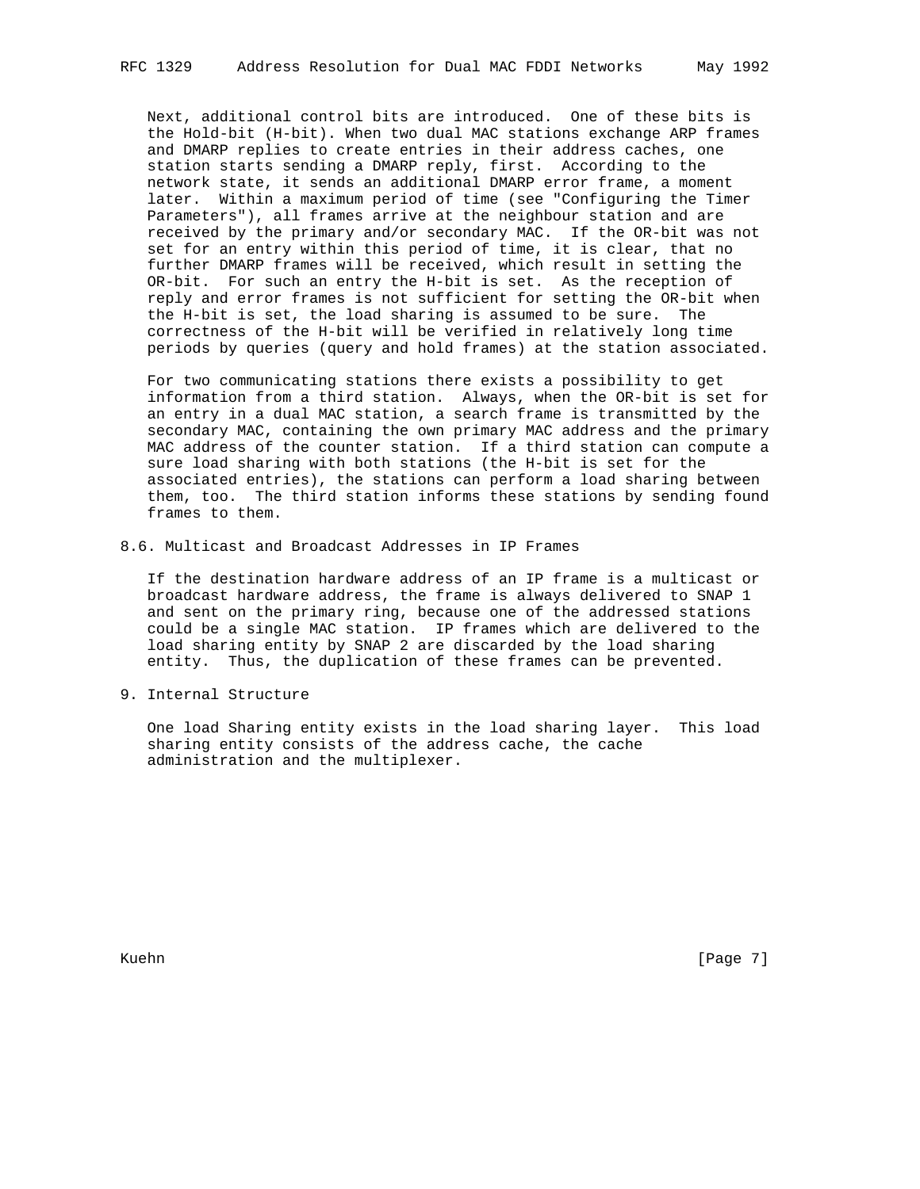Next, additional control bits are introduced. One of these bits is the Hold-bit (H-bit). When two dual MAC stations exchange ARP frames and DMARP replies to create entries in their address caches, one station starts sending a DMARP reply, first. According to the network state, it sends an additional DMARP error frame, a moment later. Within a maximum period of time (see "Configuring the Timer Parameters"), all frames arrive at the neighbour station and are received by the primary and/or secondary MAC. If the OR-bit was not set for an entry within this period of time, it is clear, that no further DMARP frames will be received, which result in setting the OR-bit. For such an entry the H-bit is set. As the reception of reply and error frames is not sufficient for setting the OR-bit when the H-bit is set, the load sharing is assumed to be sure. The correctness of the H-bit will be verified in relatively long time periods by queries (query and hold frames) at the station associated.

For two communicating stations there exists a possibility to get information from a third station. Always, when the OR-bit is set for an entry in a dual MAC station, a search frame is transmitted by the secondary MAC, containing the own primary MAC address and the primary MAC address of the counter station. If a third station can compute a sure load sharing with both stations (the H-bit is set for the associated entries), the stations can perform a load sharing between them, too. The third station informs these stations by sending found frames to them.

## 8.6. Multicast and Broadcast Addresses in IP Frames

If the destination hardware address of an IP frame is a multicast or broadcast hardware address, the frame is always delivered to SNAP 1 and sent on the primary ring, because one of the addressed stations could be a single MAC station. IP frames which are delivered to the load sharing entity by SNAP 2 are discarded by the load sharing entity. Thus, the duplication of these frames can be prevented.

# 9. Internal Structure

One load Sharing entity exists in the load sharing layer. This load sharing entity consists of the address cache, the cache administration and the multiplexer.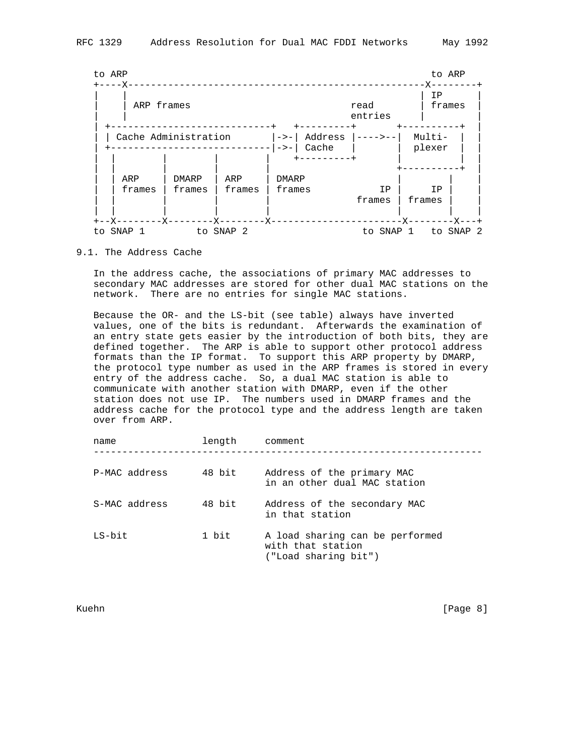```
   to ARP                                                   to ARP
   +----X-----------------------------------------------------X--------+
   |    |                                                     | IP     |
   |    | ARP frames                             read         | frames |
   |    |                                        entries      |        |
   |  +----------------------------+   +---------+       +----------+  |
   |  | Cache Administration       |->-| Address |---->--|  Multi-  |  |
   |  +----------------------------|->-| Cache   |       |  plexer  |  |
   |  |        |         |         |    +---------+       |          |  |
   |  |        |         |         |                      +----------+  |
   |  | ARP    | DMARP   | ARP     | DMARP                 |        |    |
   |  | frames | frames  | frames  | frames           IP  |     IP |    |
   |  |        |         |         |                frames | frames |    |
   |  |        |         |         |                      |        |    |
   +--X--------X---------X---------X----------------------X--------X---+
   to SNAP 1        to SNAP 2                      to SNAP 1   to SNAP 2
```

9.1. The Address Cache

In the address cache, the associations of primary MAC addresses to secondary MAC addresses are stored for other dual MAC stations on the network. There are no entries for single MAC stations.

Because the OR- and the LS-bit (see table) always have inverted values, one of the bits is redundant. Afterwards the examination of an entry state gets easier by the introduction of both bits, they are defined together. The ARP is able to support other protocol address formats than the IP format. To support this ARP property by DMARP, the protocol type number as used in the ARP frames is stored in every entry of the address cache. So, a dual MAC station is able to communicate with another station with DMARP, even if the other station does not use IP. The numbers used in DMARP frames and the address cache for the protocol type and the address length are taken over from ARP.

| name | length | comment |
|---|---|---|
| P-MAC address | 48 bit | Address of the primary MAC in an other dual MAC station |
| S-MAC address | 48 bit | Address of the secondary MAC in that station |
| LS-bit | 1 bit | A load sharing can be performed with that station ("Load sharing bit") |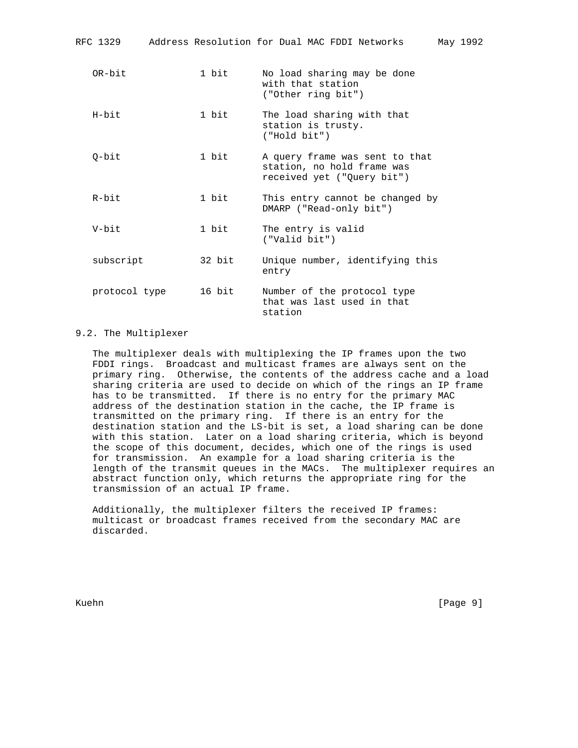| Field | Size | Description |
|---|---|---|
| OR-bit | 1 bit | No load sharing may be done with that station ("Other ring bit") |
| H-bit | 1 bit | The load sharing with that station is trusty. ("Hold bit") |
| Q-bit | 1 bit | A query frame was sent to that station, no hold frame was received yet ("Query bit") |
| R-bit | 1 bit | This entry cannot be changed by DMARP ("Read-only bit") |
| V-bit | 1 bit | The entry is valid ("Valid bit") |
| subscript | 32 bit | Unique number, identifying this entry |
| protocol type | 16 bit | Number of the protocol type that was last used in that station |

## 9.2. The Multiplexer

The multiplexer deals with multiplexing the IP frames upon the two FDDI rings. Broadcast and multicast frames are always sent on the primary ring. Otherwise, the contents of the address cache and a load sharing criteria are used to decide on which of the rings an IP frame has to be transmitted. If there is no entry for the primary MAC address of the destination station in the cache, the IP frame is transmitted on the primary ring. If there is an entry for the destination station and the LS-bit is set, a load sharing can be done with this station. Later on a load sharing criteria, which is beyond the scope of this document, decides, which one of the rings is used for transmission. An example for a load sharing criteria is the length of the transmit queues in the MACs. The multiplexer requires an abstract function only, which returns the appropriate ring for the transmission of an actual IP frame.

Additionally, the multiplexer filters the received IP frames: multicast or broadcast frames received from the secondary MAC are discarded.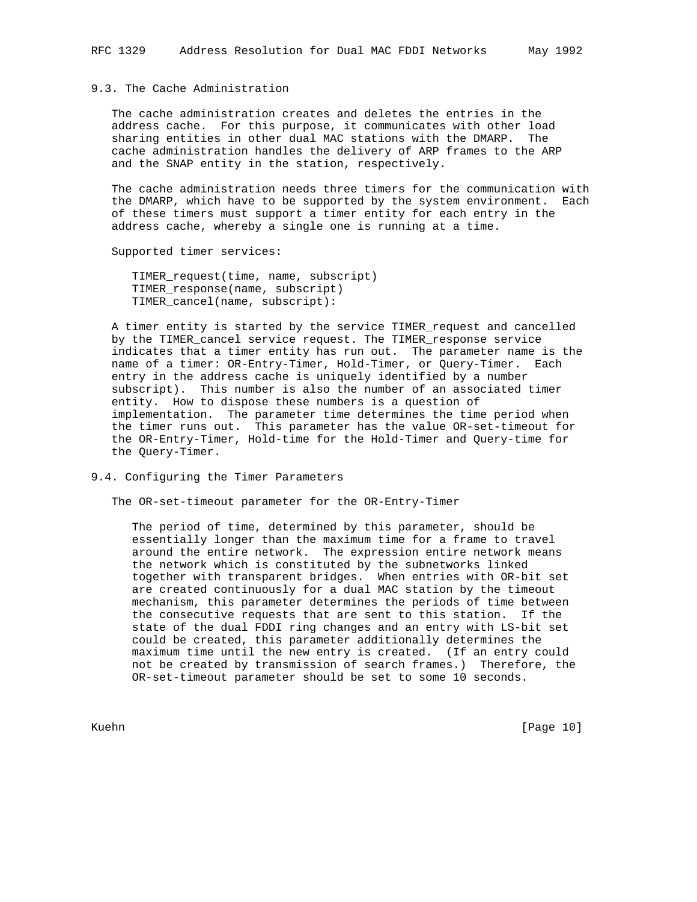## 9.3. The Cache Administration

The cache administration creates and deletes the entries in the address cache. For this purpose, it communicates with other load sharing entities in other dual MAC stations with the DMARP. The cache administration handles the delivery of ARP frames to the ARP and the SNAP entity in the station, respectively.

The cache administration needs three timers for the communication with the DMARP, which have to be supported by the system environment. Each of these timers must support a timer entity for each entry in the address cache, whereby a single one is running at a time.

Supported timer services:

```
TIMER_request(time, name, subscript)
TIMER_response(name, subscript)
TIMER_cancel(name, subscript):
```

A timer entity is started by the service TIMER_request and cancelled by the TIMER_cancel service request. The TIMER_response service indicates that a timer entity has run out. The parameter name is the name of a timer: OR-Entry-Timer, Hold-Timer, or Query-Timer. Each entry in the address cache is uniquely identified by a number subscript). This number is also the number of an associated timer entity. How to dispose these numbers is a question of implementation. The parameter time determines the time period when the timer runs out. This parameter has the value OR-set-timeout for the OR-Entry-Timer, Hold-time for the Hold-Timer and Query-time for the Query-Timer.

## 9.4. Configuring the Timer Parameters

The OR-set-timeout parameter for the OR-Entry-Timer

The period of time, determined by this parameter, should be essentially longer than the maximum time for a frame to travel around the entire network. The expression entire network means the network which is constituted by the subnetworks linked together with transparent bridges. When entries with OR-bit set are created continuously for a dual MAC station by the timeout mechanism, this parameter determines the periods of time between the consecutive requests that are sent to this station. If the state of the dual FDDI ring changes and an entry with LS-bit set could be created, this parameter additionally determines the maximum time until the new entry is created. (If an entry could not be created by transmission of search frames.) Therefore, the OR-set-timeout parameter should be set to some 10 seconds.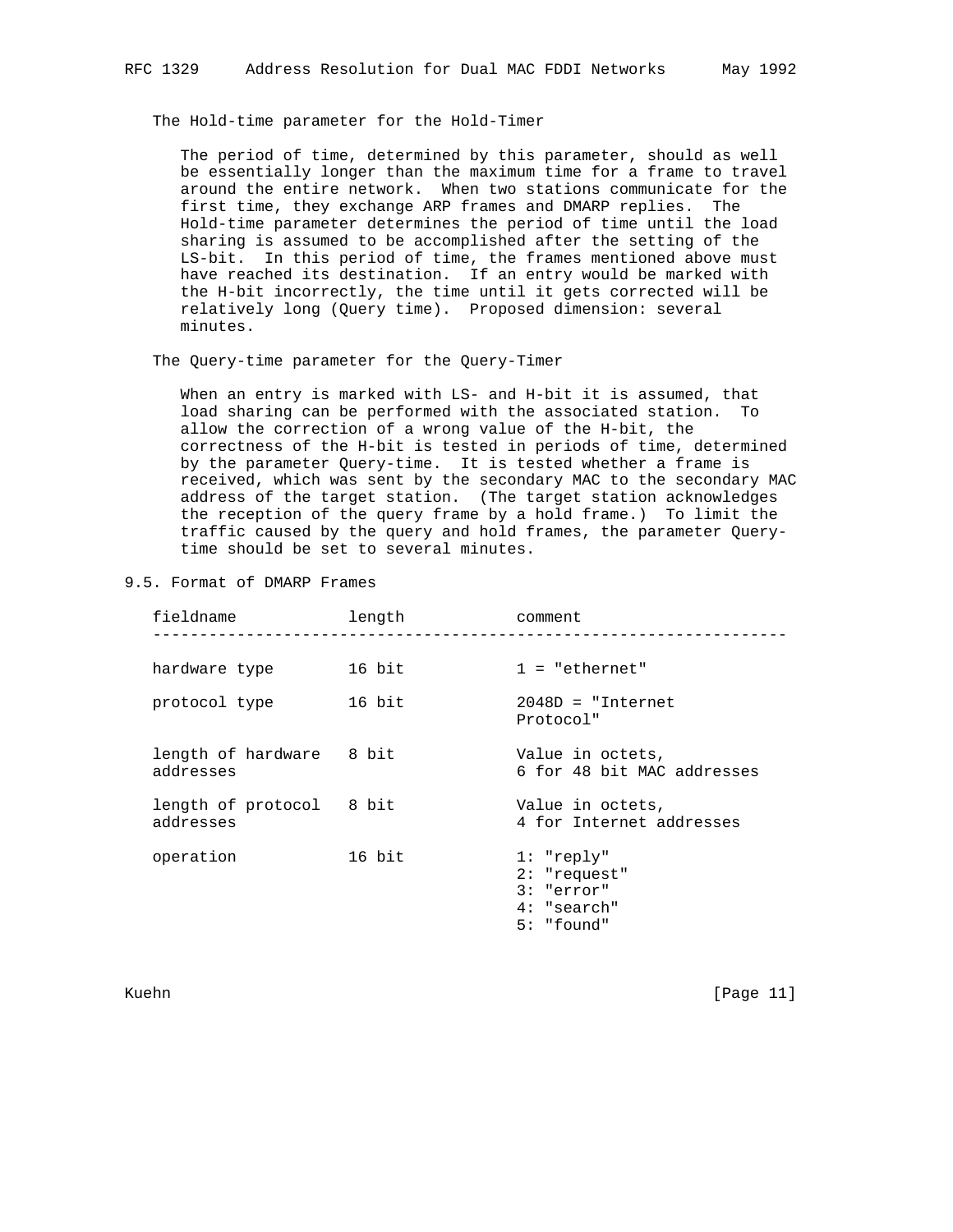The Hold-time parameter for the Hold-Timer

The period of time, determined by this parameter, should as well be essentially longer than the maximum time for a frame to travel around the entire network. When two stations communicate for the first time, they exchange ARP frames and DMARP replies. The Hold-time parameter determines the period of time until the load sharing is assumed to be accomplished after the setting of the LS-bit. In this period of time, the frames mentioned above must have reached its destination. If an entry would be marked with the H-bit incorrectly, the time until it gets corrected will be relatively long (Query time). Proposed dimension: several minutes.

The Query-time parameter for the Query-Timer

When an entry is marked with LS- and H-bit it is assumed, that load sharing can be performed with the associated station. To allow the correction of a wrong value of the H-bit, the correctness of the H-bit is tested in periods of time, determined by the parameter Query-time. It is tested whether a frame is received, which was sent by the secondary MAC to the secondary MAC address of the target station. (The target station acknowledges the reception of the query frame by a hold frame.) To limit the traffic caused by the query and hold frames, the parameter Query-time should be set to several minutes.

## 9.5. Format of DMARP Frames

| fieldname | length | comment |
|---|---|---|
| hardware type | 16 bit | 1 = "ethernet" |
| protocol type | 16 bit | 2048D = "Internet Protocol" |
| length of hardware addresses | 8 bit | Value in octets, 6 for 48 bit MAC addresses |
| length of protocol addresses | 8 bit | Value in octets, 4 for Internet addresses |
| operation | 16 bit | 1: "reply"<br>2: "request"<br>3: "error"<br>4: "search"<br>5: "found" |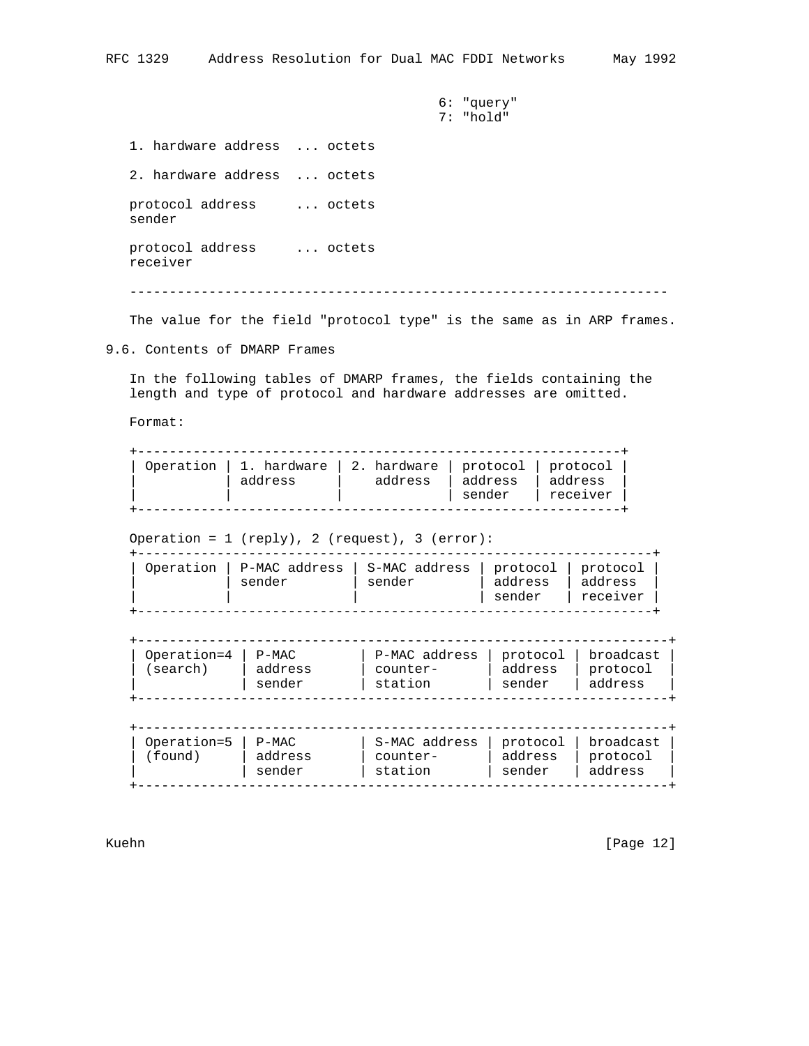6: "query"
7: "hold"

| | |
|---|---|
| 1. hardware address | ... octets |
| 2. hardware address | ... octets |
| protocol address sender | ... octets |
| protocol address receiver | ... octets |

---

The value for the field "protocol type" is the same as in ARP frames.

## 9.6. Contents of DMARP Frames

In the following tables of DMARP frames, the fields containing the length and type of protocol and hardware addresses are omitted.

Format:

| Operation | 1. hardware address | 2. hardware address | protocol address sender | protocol address receiver |
|---|---|---|---|---|

Operation = 1 (reply), 2 (request), 3 (error):

| Operation | P-MAC address sender | S-MAC address sender | protocol address sender | protocol address receiver |
|---|---|---|---|---|

| Operation=4 (search) | P-MAC address sender | P-MAC address counter-station | protocol address sender | broadcast protocol address |
|---|---|---|---|---|

| Operation=5 (found) | P-MAC address sender | S-MAC address counter-station | protocol address sender | broadcast protocol address |
|---|---|---|---|---|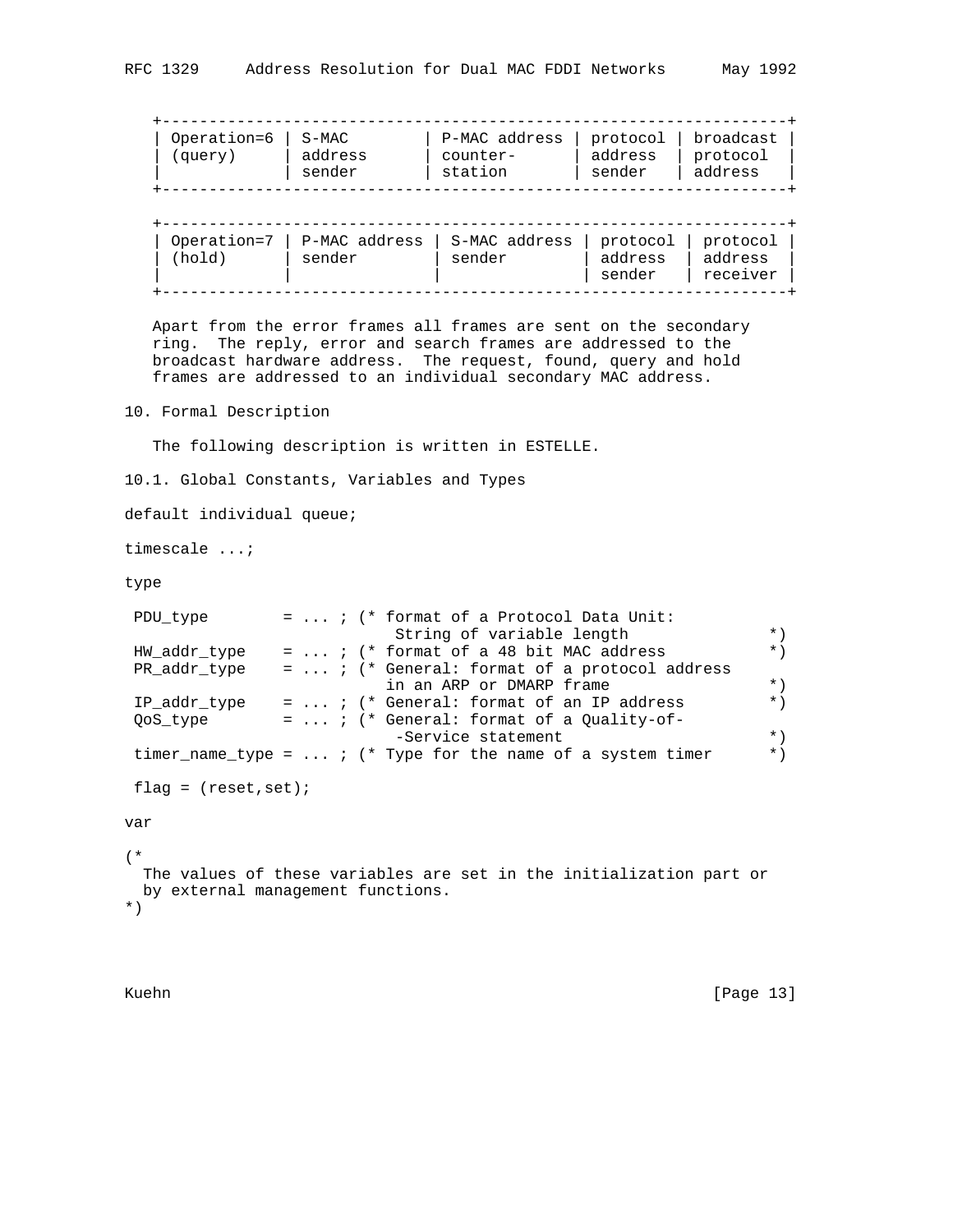| Operation=6 (query) | S-MAC address sender | P-MAC address counter-station | protocol address sender | broadcast protocol address |
|---|---|---|---|---|

| Operation=7 (hold) | P-MAC address sender | S-MAC address sender | protocol address sender | protocol address receiver |
|---|---|---|---|---|

Apart from the error frames all frames are sent on the secondary ring. The reply, error and search frames are addressed to the broadcast hardware address. The request, found, query and hold frames are addressed to an individual secondary MAC address.

## 10. Formal Description

The following description is written in ESTELLE.

### 10.1. Global Constants, Variables and Types

```
default individual queue;

timescale ...;

type

 PDU_type        = ... ; (* format of a Protocol Data Unit:
                             String of variable length            *)
 HW_addr_type    = ... ; (* format of a 48 bit MAC address          *)
 PR_addr_type    = ... ; (* General: format of a protocol address
                            in an ARP or DMARP frame              *)
 IP_addr_type    = ... ; (* General: format of an IP address        *)
 QoS_type        = ... ; (* General: format of a Quality-of-
                             -Service statement                   *)
 timer_name_type = ... ; (* Type for the name of a system timer     *)

 flag = (reset,set);

var

(*
  The values of these variables are set in the initialization part or
  by external management functions.
*)
```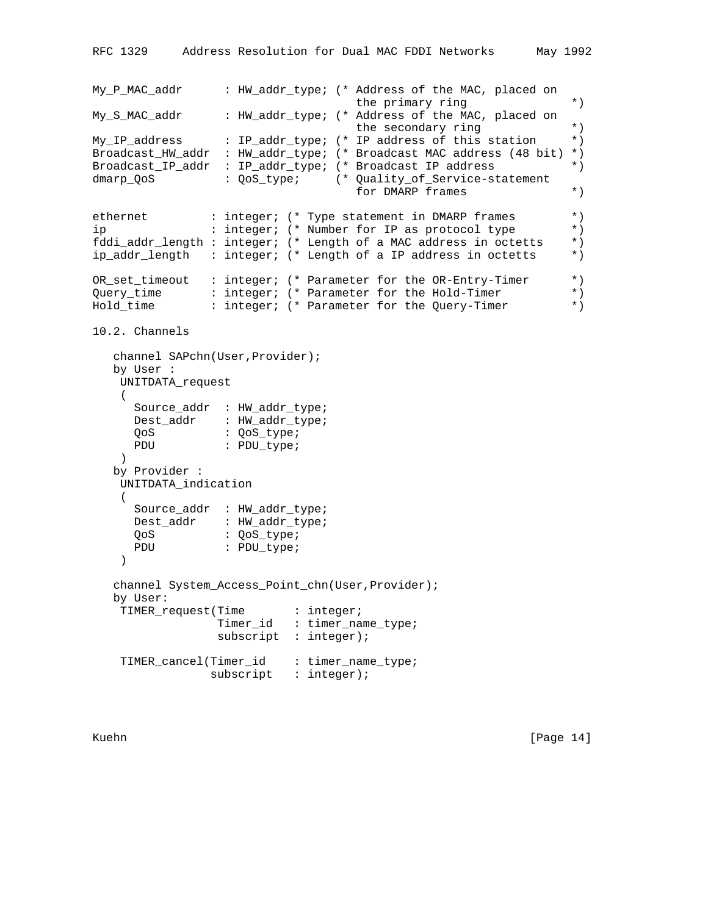```
My_P_MAC_addr      : HW_addr_type; (* Address of the MAC, placed on
                                      the primary ring               *)
My_S_MAC_addr      : HW_addr_type; (* Address of the MAC, placed on
                                      the secondary ring             *)
My_IP_address      : IP_addr_type; (* IP address of this station     *)
Broadcast_HW_addr  : HW_addr_type; (* Broadcast MAC address (48 bit) *)
Broadcast_IP_addr  : IP_addr_type; (* Broadcast IP address           *)
dmarp_QoS          : QoS_type;     (* Quality_of_Service-statement
                                      for DMARP frames               *)

ethernet         : integer; (* Type statement in DMARP frames        *)
ip               : integer; (* Number for IP as protocol type        *)
fddi_addr_length : integer; (* Length of a MAC address in octetts    *)
ip_addr_length   : integer; (* Length of a IP address in octetts     *)

OR_set_timeout   : integer; (* Parameter for the OR-Entry-Timer      *)
Query_time       : integer; (* Parameter for the Hold-Timer          *)
Hold_time        : integer; (* Parameter for the Query-Timer         *)
```

## 10.2. Channels

```
   channel SAPchn(User,Provider);
   by User :
    UNITDATA_request
    (
      Source_addr  : HW_addr_type;
      Dest_addr    : HW_addr_type;
      QoS          : QoS_type;
      PDU          : PDU_type;
    )
   by Provider :
    UNITDATA_indication
    (
      Source_addr  : HW_addr_type;
      Dest_addr    : HW_addr_type;
      QoS          : QoS_type;
      PDU          : PDU_type;
    )

   channel System_Access_Point_chn(User,Provider);
   by User:
    TIMER_request(Time       : integer;
                  Timer_id   : timer_name_type;
                  subscript  : integer);

    TIMER_cancel(Timer_id    : timer_name_type;
                 subscript   : integer);
```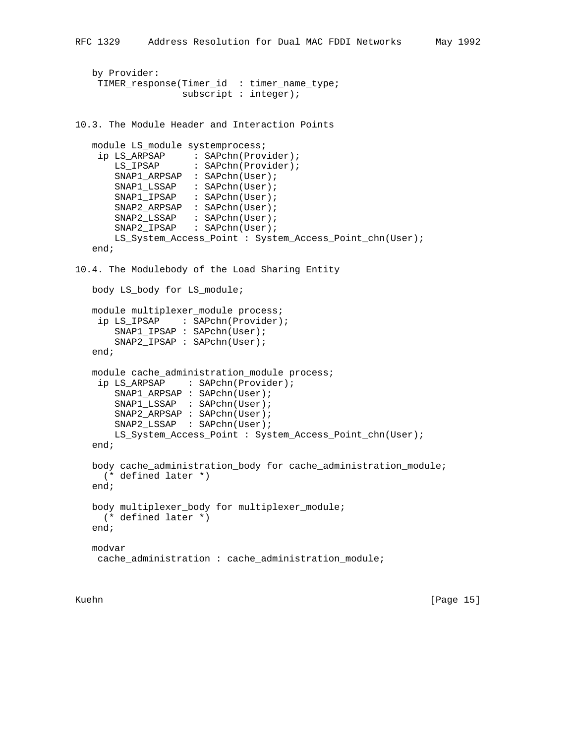```
   by Provider:
    TIMER_response(Timer_id  : timer_name_type;
                   subscript : integer);
```

## 10.3. The Module Header and Interaction Points

```
   module LS_module systemprocess;
    ip LS_ARPSAP     : SAPchn(Provider);
       LS_IPSAP      : SAPchn(Provider);
       SNAP1_ARPSAP  : SAPchn(User);
       SNAP1_LSSAP   : SAPchn(User);
       SNAP1_IPSAP   : SAPchn(User);
       SNAP2_ARPSAP  : SAPchn(User);
       SNAP2_LSSAP   : SAPchn(User);
       SNAP2_IPSAP   : SAPchn(User);
       LS_System_Access_Point : System_Access_Point_chn(User);
   end;
```

## 10.4. The Modulebody of the Load Sharing Entity

```
   body LS_body for LS_module;

   module multiplexer_module process;
    ip LS_IPSAP    : SAPchn(Provider);
       SNAP1_IPSAP : SAPchn(User);
       SNAP2_IPSAP : SAPchn(User);
   end;

   module cache_administration_module process;
    ip LS_ARPSAP    : SAPchn(Provider);
       SNAP1_ARPSAP : SAPchn(User);
       SNAP1_LSSAP  : SAPchn(User);
       SNAP2_ARPSAP : SAPchn(User);
       SNAP2_LSSAP  : SAPchn(User);
       LS_System_Access_Point : System_Access_Point_chn(User);
   end;

   body cache_administration_body for cache_administration_module;
     (* defined later *)
   end;

   body multiplexer_body for multiplexer_module;
     (* defined later *)
   end;

   modvar
    cache_administration : cache_administration_module;
```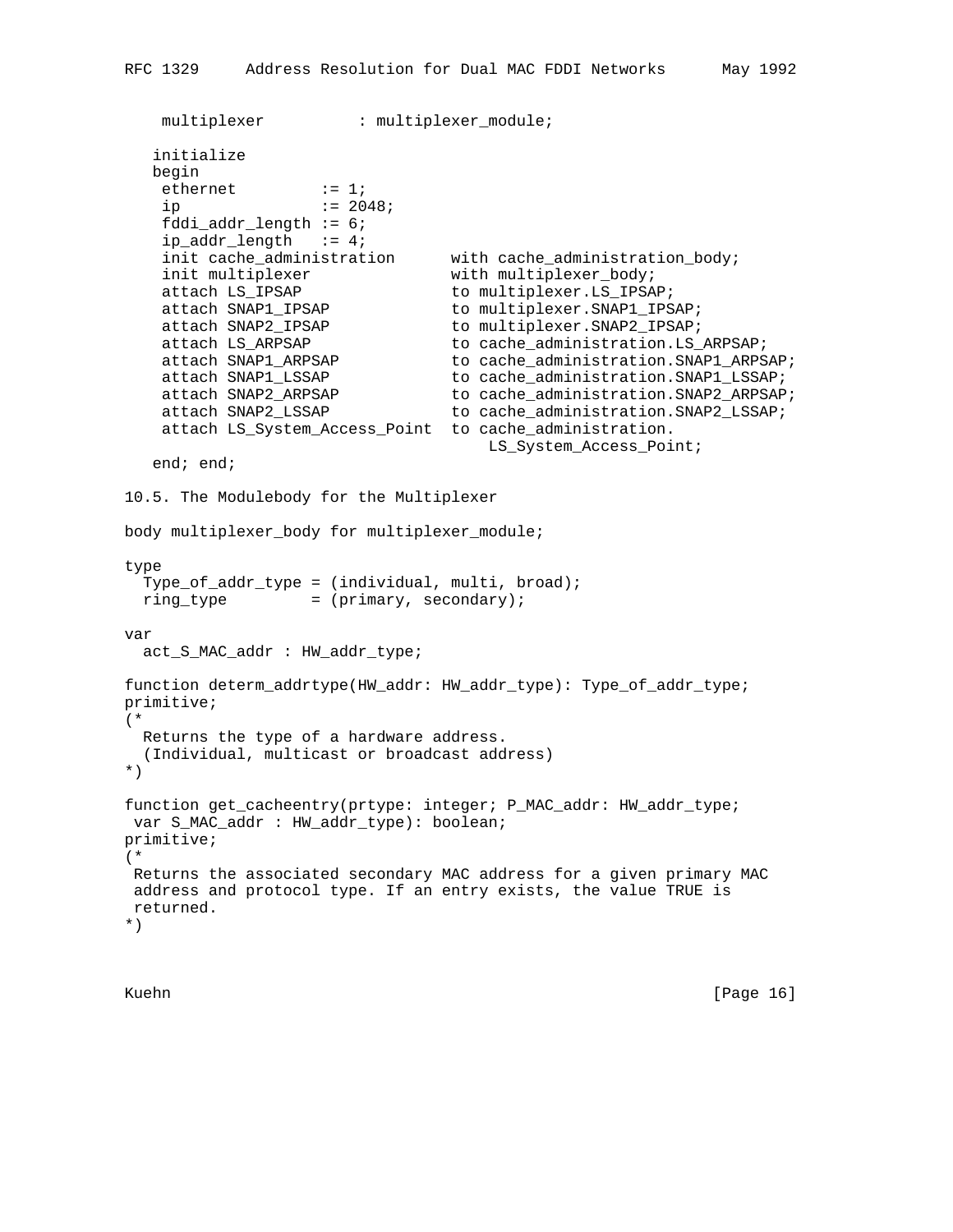```
    multiplexer          : multiplexer_module;

   initialize
   begin
    ethernet         := 1;
    ip               := 2048;
    fddi_addr_length := 6;
    ip_addr_length   := 4;
    init cache_administration      with cache_administration_body;
    init multiplexer               with multiplexer_body;
    attach LS_IPSAP                to multiplexer.LS_IPSAP;
    attach SNAP1_IPSAP             to multiplexer.SNAP1_IPSAP;
    attach SNAP2_IPSAP             to multiplexer.SNAP2_IPSAP;
    attach LS_ARPSAP               to cache_administration.LS_ARPSAP;
    attach SNAP1_ARPSAP            to cache_administration.SNAP1_ARPSAP;
    attach SNAP1_LSSAP             to cache_administration.SNAP1_LSSAP;
    attach SNAP2_ARPSAP            to cache_administration.SNAP2_ARPSAP;
    attach SNAP2_LSSAP             to cache_administration.SNAP2_LSSAP;
    attach LS_System_Access_Point  to cache_administration.
                                        LS_System_Access_Point;
   end; end;
```

10.5. The Modulebody for the Multiplexer

```
body multiplexer_body for multiplexer_module;

type
  Type_of_addr_type = (individual, multi, broad);
  ring_type         = (primary, secondary);

var
  act_S_MAC_addr : HW_addr_type;

function determ_addrtype(HW_addr: HW_addr_type): Type_of_addr_type;
primitive;
(*
  Returns the type of a hardware address.
  (Individual, multicast or broadcast address)
*)

function get_cacheentry(prtype: integer; P_MAC_addr: HW_addr_type;
 var S_MAC_addr : HW_addr_type): boolean;
primitive;
(*
 Returns the associated secondary MAC address for a given primary MAC
 address and protocol type. If an entry exists, the value TRUE is
 returned.
*)
```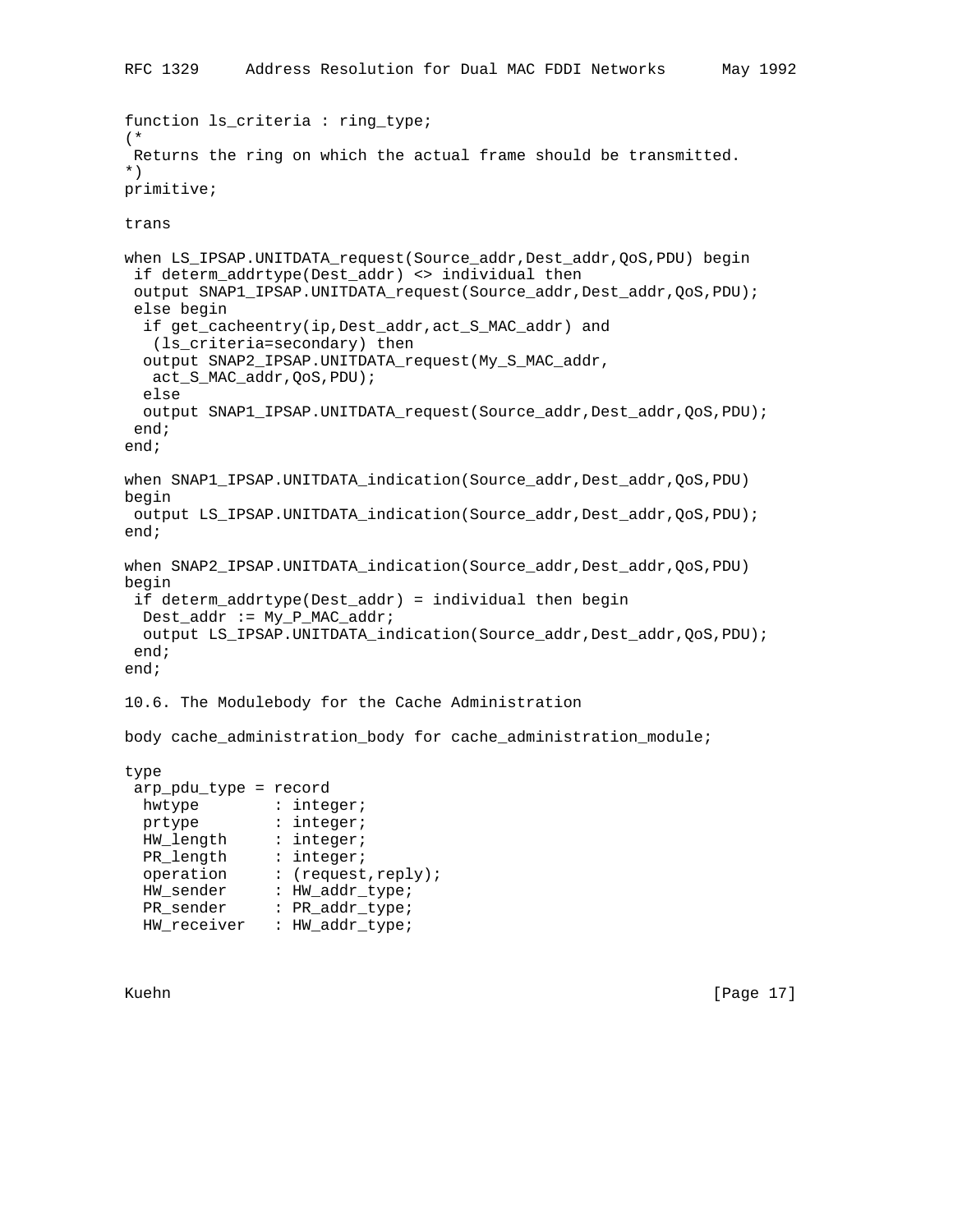```
function ls_criteria : ring_type;
(*
 Returns the ring on which the actual frame should be transmitted.
*)
primitive;

trans

when LS_IPSAP.UNITDATA_request(Source_addr,Dest_addr,QoS,PDU) begin
 if determ_addrtype(Dest_addr) <> individual then
 output SNAP1_IPSAP.UNITDATA_request(Source_addr,Dest_addr,QoS,PDU);
 else begin
  if get_cacheentry(ip,Dest_addr,act_S_MAC_addr) and
   (ls_criteria=secondary) then
  output SNAP2_IPSAP.UNITDATA_request(My_S_MAC_addr,
   act_S_MAC_addr,QoS,PDU);
  else
  output SNAP1_IPSAP.UNITDATA_request(Source_addr,Dest_addr,QoS,PDU);
 end;
end;

when SNAP1_IPSAP.UNITDATA_indication(Source_addr,Dest_addr,QoS,PDU)
begin
 output LS_IPSAP.UNITDATA_indication(Source_addr,Dest_addr,QoS,PDU);
end;

when SNAP2_IPSAP.UNITDATA_indication(Source_addr,Dest_addr,QoS,PDU)
begin
 if determ_addrtype(Dest_addr) = individual then begin
  Dest_addr := My_P_MAC_addr;
  output LS_IPSAP.UNITDATA_indication(Source_addr,Dest_addr,QoS,PDU);
 end;
end;
```

## 10.6. The Modulebody for the Cache Administration

```
body cache_administration_body for cache_administration_module;

type
 arp_pdu_type = record
  hwtype        : integer;
  prtype        : integer;
  HW_length     : integer;
  PR_length     : integer;
  operation     : (request,reply);
  HW_sender     : HW_addr_type;
  PR_sender     : PR_addr_type;
  HW_receiver   : HW_addr_type;
```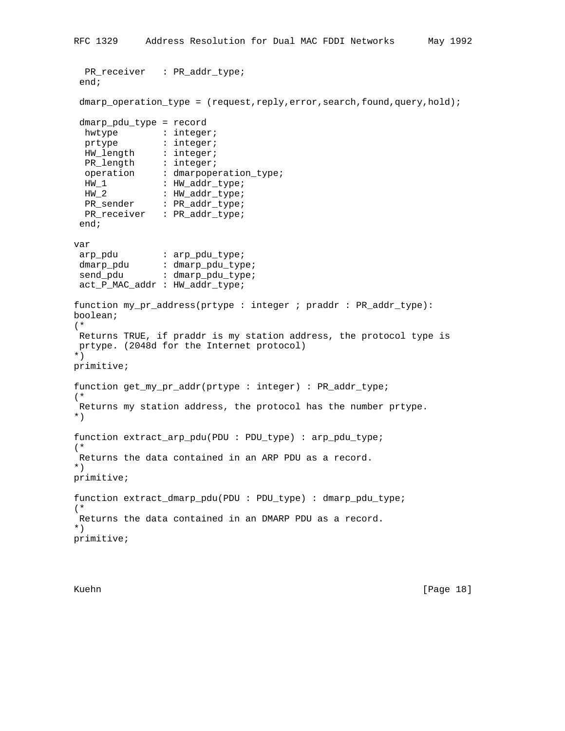```
  PR_receiver   : PR_addr_type;
 end;

 dmarp_operation_type = (request,reply,error,search,found,query,hold);

 dmarp_pdu_type = record
  hwtype        : integer;
  prtype        : integer;
  HW_length     : integer;
  PR_length     : integer;
  operation     : dmarpoperation_type;
  HW_1          : HW_addr_type;
  HW_2          : HW_addr_type;
  PR_sender     : PR_addr_type;
  PR_receiver   : PR_addr_type;
 end;

var
 arp_pdu        : arp_pdu_type;
 dmarp_pdu      : dmarp_pdu_type;
 send_pdu       : dmarp_pdu_type;
 act_P_MAC_addr : HW_addr_type;

function my_pr_address(prtype : integer ; praddr : PR_addr_type):
boolean;
(*
 Returns TRUE, if praddr is my station address, the protocol type is
 prtype. (2048d for the Internet protocol)
*)
primitive;

function get_my_pr_addr(prtype : integer) : PR_addr_type;
(*
 Returns my station address, the protocol has the number prtype.
*)

function extract_arp_pdu(PDU : PDU_type) : arp_pdu_type;
(*
 Returns the data contained in an ARP PDU as a record.
*)
primitive;

function extract_dmarp_pdu(PDU : PDU_type) : dmarp_pdu_type;
(*
 Returns the data contained in an DMARP PDU as a record.
*)
primitive;
```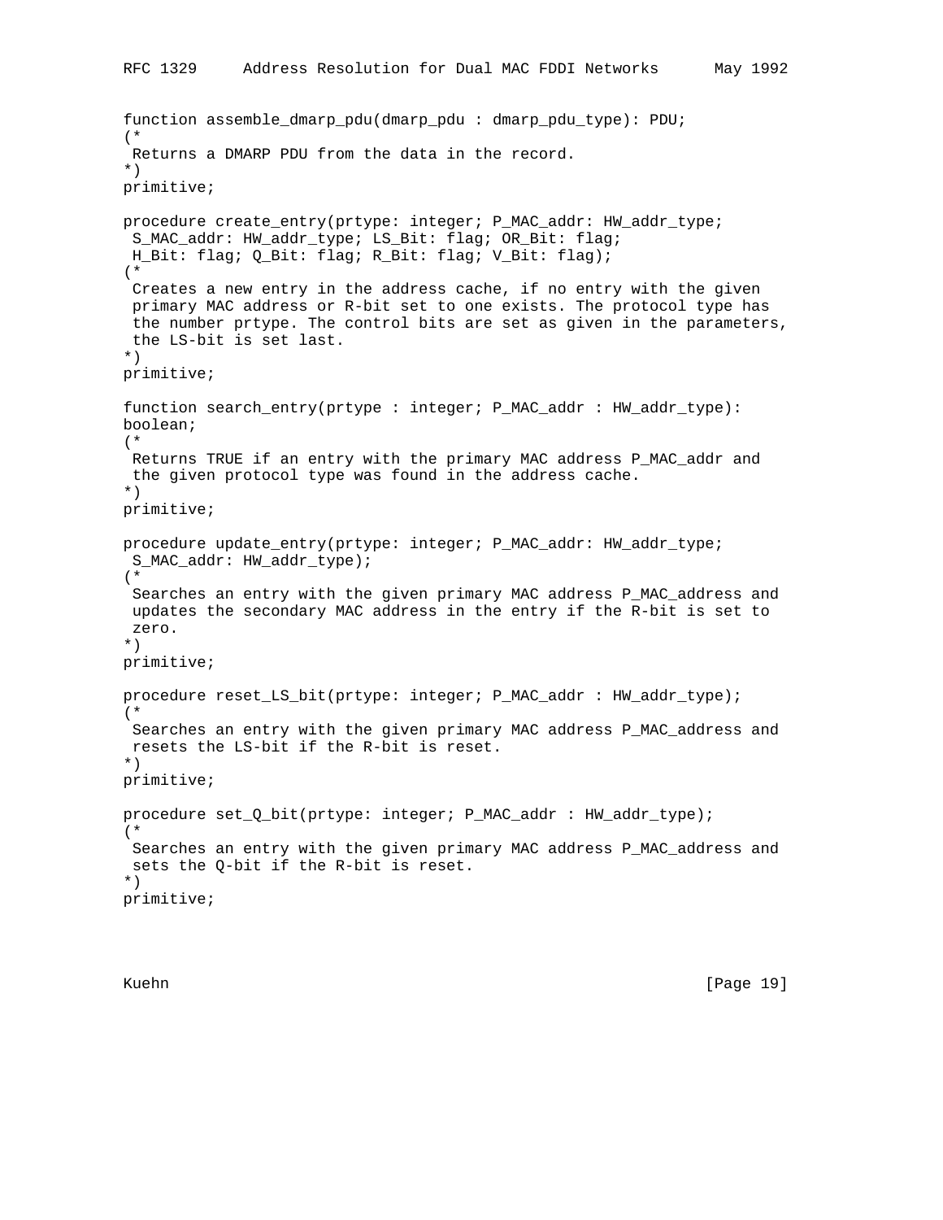```
function assemble_dmarp_pdu(dmarp_pdu : dmarp_pdu_type): PDU;
(*
 Returns a DMARP PDU from the data in the record.
*)
primitive;

procedure create_entry(prtype: integer; P_MAC_addr: HW_addr_type;
 S_MAC_addr: HW_addr_type; LS_Bit: flag; OR_Bit: flag;
 H_Bit: flag; Q_Bit: flag; R_Bit: flag; V_Bit: flag);
(*
 Creates a new entry in the address cache, if no entry with the given
 primary MAC address or R-bit set to one exists. The protocol type has
 the number prtype. The control bits are set as given in the parameters,
 the LS-bit is set last.
*)
primitive;

function search_entry(prtype : integer; P_MAC_addr : HW_addr_type):
boolean;
(*
 Returns TRUE if an entry with the primary MAC address P_MAC_addr and
 the given protocol type was found in the address cache.
*)
primitive;

procedure update_entry(prtype: integer; P_MAC_addr: HW_addr_type;
 S_MAC_addr: HW_addr_type);
(*
 Searches an entry with the given primary MAC address P_MAC_address and
 updates the secondary MAC address in the entry if the R-bit is set to
 zero.
*)
primitive;

procedure reset_LS_bit(prtype: integer; P_MAC_addr : HW_addr_type);
(*
 Searches an entry with the given primary MAC address P_MAC_address and
 resets the LS-bit if the R-bit is reset.
*)
primitive;

procedure set_Q_bit(prtype: integer; P_MAC_addr : HW_addr_type);
(*
 Searches an entry with the given primary MAC address P_MAC_address and
 sets the Q-bit if the R-bit is reset.
*)
primitive;
```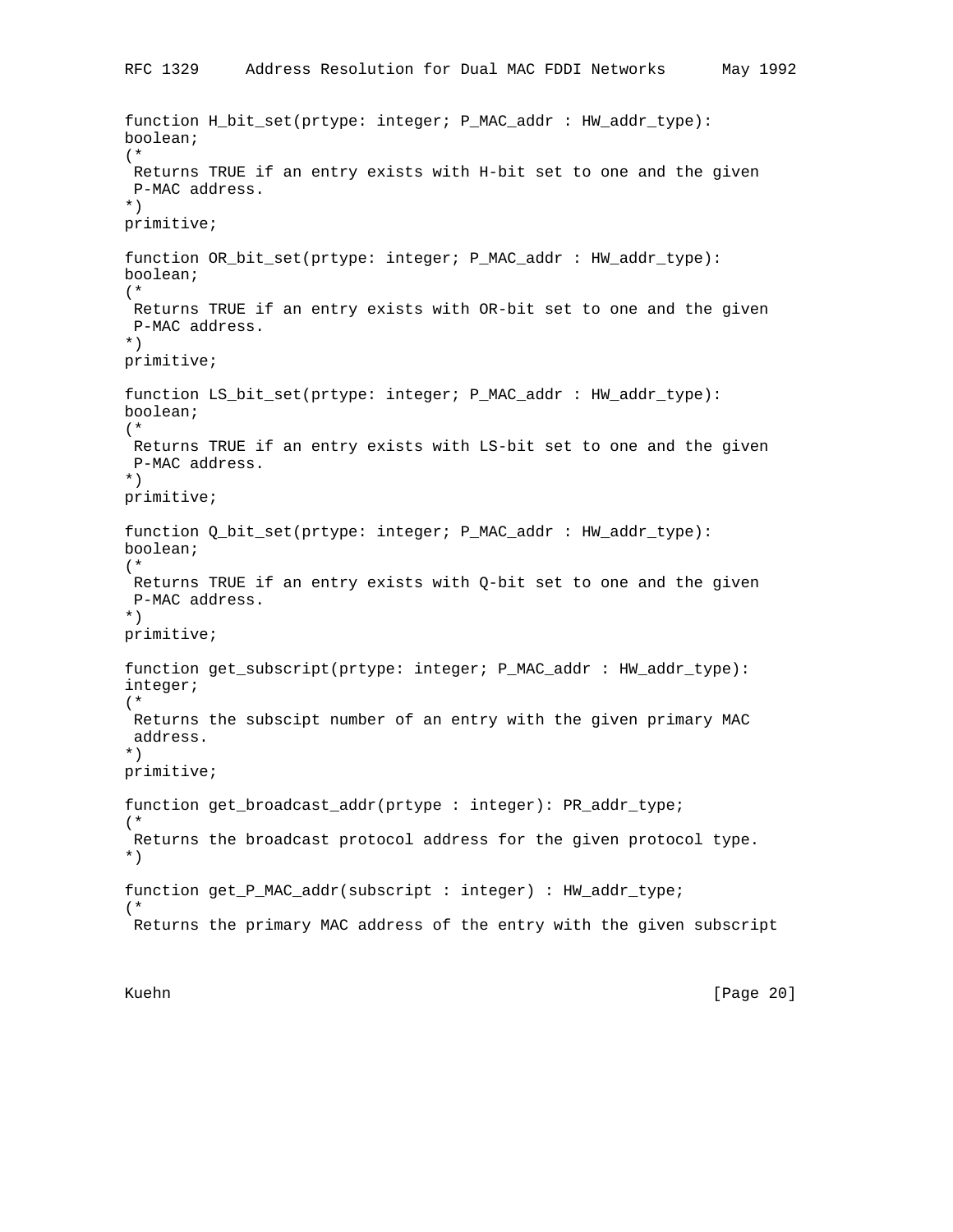```
function H_bit_set(prtype: integer; P_MAC_addr : HW_addr_type):
boolean;
(*
 Returns TRUE if an entry exists with H-bit set to one and the given
 P-MAC address.
*)
primitive;

function OR_bit_set(prtype: integer; P_MAC_addr : HW_addr_type):
boolean;
(*
 Returns TRUE if an entry exists with OR-bit set to one and the given
 P-MAC address.
*)
primitive;

function LS_bit_set(prtype: integer; P_MAC_addr : HW_addr_type):
boolean;
(*
 Returns TRUE if an entry exists with LS-bit set to one and the given
 P-MAC address.
*)
primitive;

function Q_bit_set(prtype: integer; P_MAC_addr : HW_addr_type):
boolean;
(*
 Returns TRUE if an entry exists with Q-bit set to one and the given
 P-MAC address.
*)
primitive;

function get_subscript(prtype: integer; P_MAC_addr : HW_addr_type):
integer;
(*
 Returns the subscipt number of an entry with the given primary MAC
 address.
*)
primitive;

function get_broadcast_addr(prtype : integer): PR_addr_type;
(*
 Returns the broadcast protocol address for the given protocol type.
*)

function get_P_MAC_addr(subscript : integer) : HW_addr_type;
(*
 Returns the primary MAC address of the entry with the given subscript
```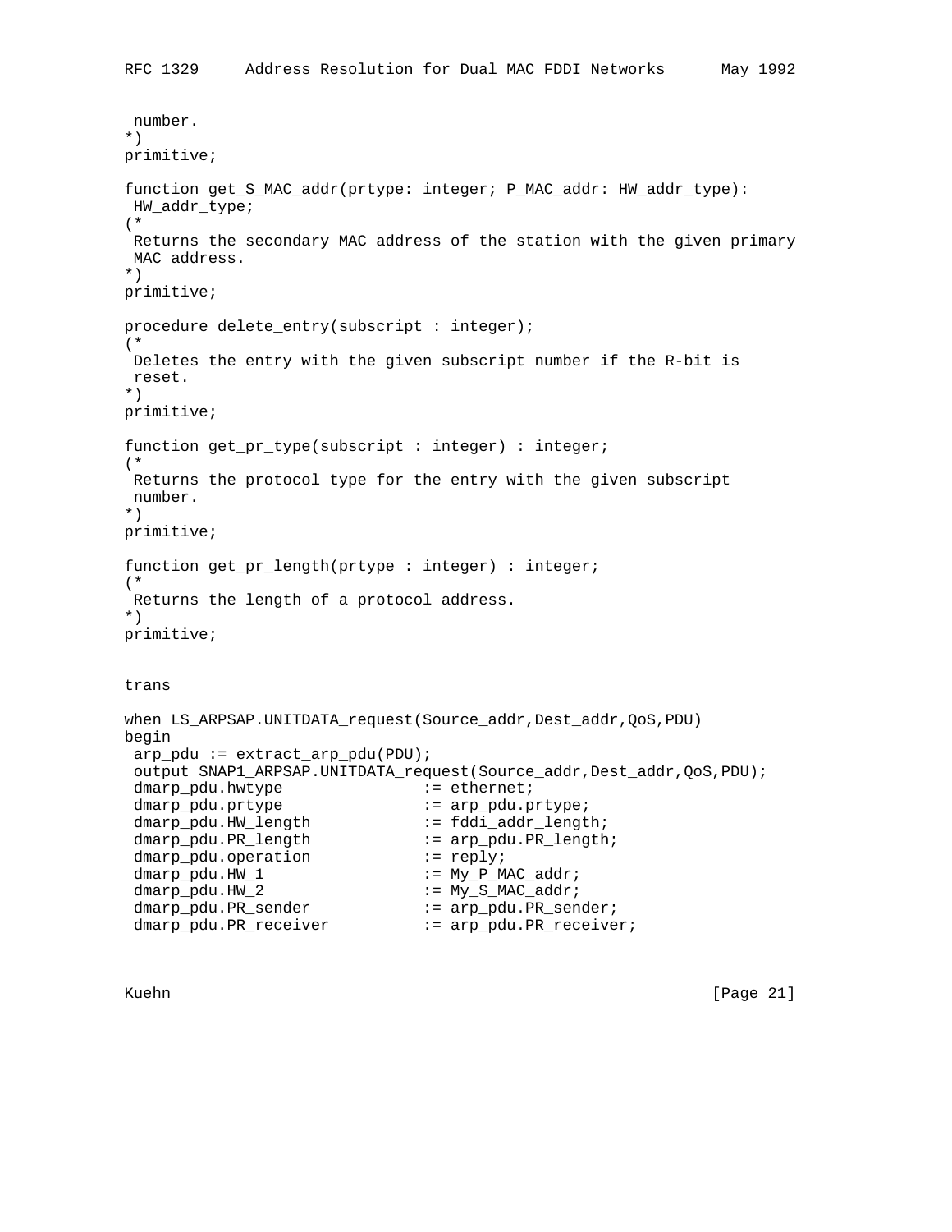```
 number.
*)
primitive;

function get_S_MAC_addr(prtype: integer; P_MAC_addr: HW_addr_type):
 HW_addr_type;
(*
 Returns the secondary MAC address of the station with the given primary
 MAC address.
*)
primitive;

procedure delete_entry(subscript : integer);
(*
 Deletes the entry with the given subscript number if the R-bit is
 reset.
*)
primitive;

function get_pr_type(subscript : integer) : integer;
(*
 Returns the protocol type for the entry with the given subscript
 number.
*)
primitive;

function get_pr_length(prtype : integer) : integer;
(*
 Returns the length of a protocol address.
*)
primitive;


trans

when LS_ARPSAP.UNITDATA_request(Source_addr,Dest_addr,QoS,PDU)
begin
 arp_pdu := extract_arp_pdu(PDU);
 output SNAP1_ARPSAP.UNITDATA_request(Source_addr,Dest_addr,QoS,PDU);
 dmarp_pdu.hwtype              := ethernet;
 dmarp_pdu.prtype              := arp_pdu.prtype;
 dmarp_pdu.HW_length           := fddi_addr_length;
 dmarp_pdu.PR_length           := arp_pdu.PR_length;
 dmarp_pdu.operation           := reply;
 dmarp_pdu.HW_1                := My_P_MAC_addr;
 dmarp_pdu.HW_2                := My_S_MAC_addr;
 dmarp_pdu.PR_sender           := arp_pdu.PR_sender;
 dmarp_pdu.PR_receiver         := arp_pdu.PR_receiver;
```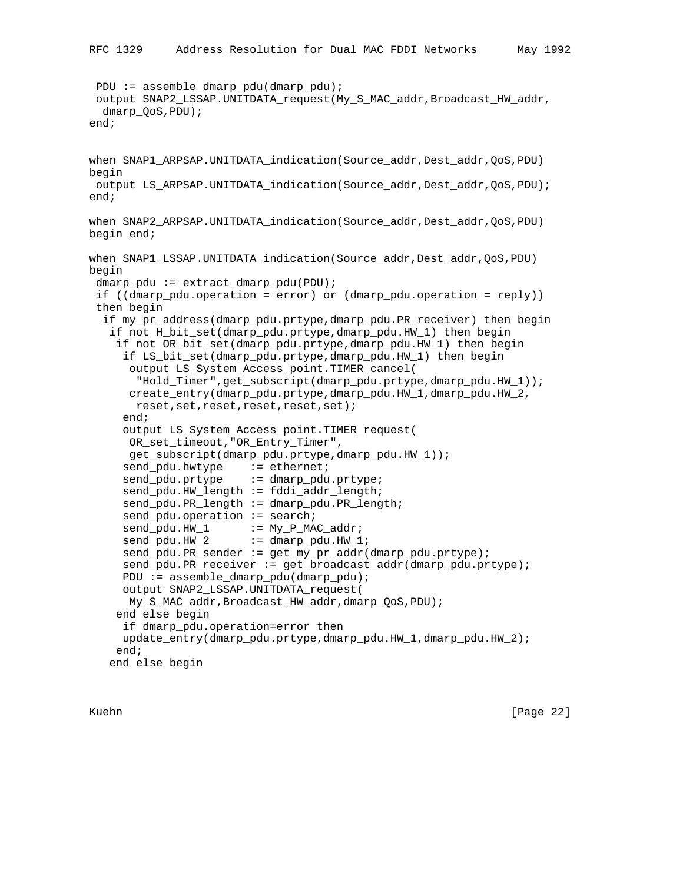```
 PDU := assemble_dmarp_pdu(dmarp_pdu);
 output SNAP2_LSSAP.UNITDATA_request(My_S_MAC_addr,Broadcast_HW_addr,
  dmarp_QoS,PDU);
end;


when SNAP1_ARPSAP.UNITDATA_indication(Source_addr,Dest_addr,QoS,PDU)
begin
 output LS_ARPSAP.UNITDATA_indication(Source_addr,Dest_addr,QoS,PDU);
end;

when SNAP2_ARPSAP.UNITDATA_indication(Source_addr,Dest_addr,QoS,PDU)
begin end;

when SNAP1_LSSAP.UNITDATA_indication(Source_addr,Dest_addr,QoS,PDU)
begin
 dmarp_pdu := extract_dmarp_pdu(PDU);
 if ((dmarp_pdu.operation = error) or (dmarp_pdu.operation = reply))
 then begin
  if my_pr_address(dmarp_pdu.prtype,dmarp_pdu.PR_receiver) then begin
   if not H_bit_set(dmarp_pdu.prtype,dmarp_pdu.HW_1) then begin
    if not OR_bit_set(dmarp_pdu.prtype,dmarp_pdu.HW_1) then begin
     if LS_bit_set(dmarp_pdu.prtype,dmarp_pdu.HW_1) then begin
      output LS_System_Access_point.TIMER_cancel(
       "Hold_Timer",get_subscript(dmarp_pdu.prtype,dmarp_pdu.HW_1));
      create_entry(dmarp_pdu.prtype,dmarp_pdu.HW_1,dmarp_pdu.HW_2,
       reset,set,reset,reset,reset,set);
     end;
     output LS_System_Access_point.TIMER_request(
      OR_set_timeout,"OR_Entry_Timer",
      get_subscript(dmarp_pdu.prtype,dmarp_pdu.HW_1));
     send_pdu.hwtype    := ethernet;
     send_pdu.prtype    := dmarp_pdu.prtype;
     send_pdu.HW_length := fddi_addr_length;
     send_pdu.PR_length := dmarp_pdu.PR_length;
     send_pdu.operation := search;
     send_pdu.HW_1      := My_P_MAC_addr;
     send_pdu.HW_2      := dmarp_pdu.HW_1;
     send_pdu.PR_sender := get_my_pr_addr(dmarp_pdu.prtype);
     send_pdu.PR_receiver := get_broadcast_addr(dmarp_pdu.prtype);
     PDU := assemble_dmarp_pdu(dmarp_pdu);
     output SNAP2_LSSAP.UNITDATA_request(
      My_S_MAC_addr,Broadcast_HW_addr,dmarp_QoS,PDU);
    end else begin
     if dmarp_pdu.operation=error then
     update_entry(dmarp_pdu.prtype,dmarp_pdu.HW_1,dmarp_pdu.HW_2);
    end;
   end else begin
```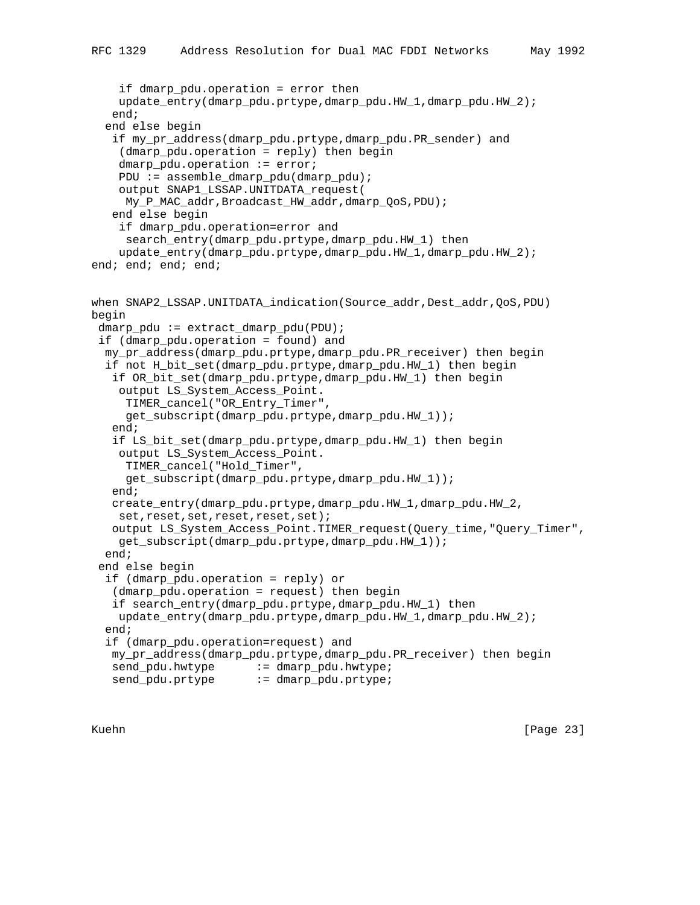```
    if dmarp_pdu.operation = error then
    update_entry(dmarp_pdu.prtype,dmarp_pdu.HW_1,dmarp_pdu.HW_2);
   end;
  end else begin
   if my_pr_address(dmarp_pdu.prtype,dmarp_pdu.PR_sender) and
    (dmarp_pdu.operation = reply) then begin
    dmarp_pdu.operation := error;
    PDU := assemble_dmarp_pdu(dmarp_pdu);
    output SNAP1_LSSAP.UNITDATA_request(
     My_P_MAC_addr,Broadcast_HW_addr,dmarp_QoS,PDU);
   end else begin
    if dmarp_pdu.operation=error and
     search_entry(dmarp_pdu.prtype,dmarp_pdu.HW_1) then
    update_entry(dmarp_pdu.prtype,dmarp_pdu.HW_1,dmarp_pdu.HW_2);
end; end; end; end;


when SNAP2_LSSAP.UNITDATA_indication(Source_addr,Dest_addr,QoS,PDU)
begin
 dmarp_pdu := extract_dmarp_pdu(PDU);
 if (dmarp_pdu.operation = found) and
  my_pr_address(dmarp_pdu.prtype,dmarp_pdu.PR_receiver) then begin
  if not H_bit_set(dmarp_pdu.prtype,dmarp_pdu.HW_1) then begin
   if OR_bit_set(dmarp_pdu.prtype,dmarp_pdu.HW_1) then begin
    output LS_System_Access_Point.
     TIMER_cancel("OR_Entry_Timer",
     get_subscript(dmarp_pdu.prtype,dmarp_pdu.HW_1));
   end;
   if LS_bit_set(dmarp_pdu.prtype,dmarp_pdu.HW_1) then begin
    output LS_System_Access_Point.
     TIMER_cancel("Hold_Timer",
     get_subscript(dmarp_pdu.prtype,dmarp_pdu.HW_1));
   end;
   create_entry(dmarp_pdu.prtype,dmarp_pdu.HW_1,dmarp_pdu.HW_2,
    set,reset,set,reset,reset,set);
   output LS_System_Access_Point.TIMER_request(Query_time,"Query_Timer",
    get_subscript(dmarp_pdu.prtype,dmarp_pdu.HW_1));
  end;
 end else begin
  if (dmarp_pdu.operation = reply) or
   (dmarp_pdu.operation = request) then begin
   if search_entry(dmarp_pdu.prtype,dmarp_pdu.HW_1) then
    update_entry(dmarp_pdu.prtype,dmarp_pdu.HW_1,dmarp_pdu.HW_2);
  end;
  if (dmarp_pdu.operation=request) and
   my_pr_address(dmarp_pdu.prtype,dmarp_pdu.PR_receiver) then begin
   send_pdu.hwtype      := dmarp_pdu.hwtype;
   send_pdu.prtype      := dmarp_pdu.prtype;
```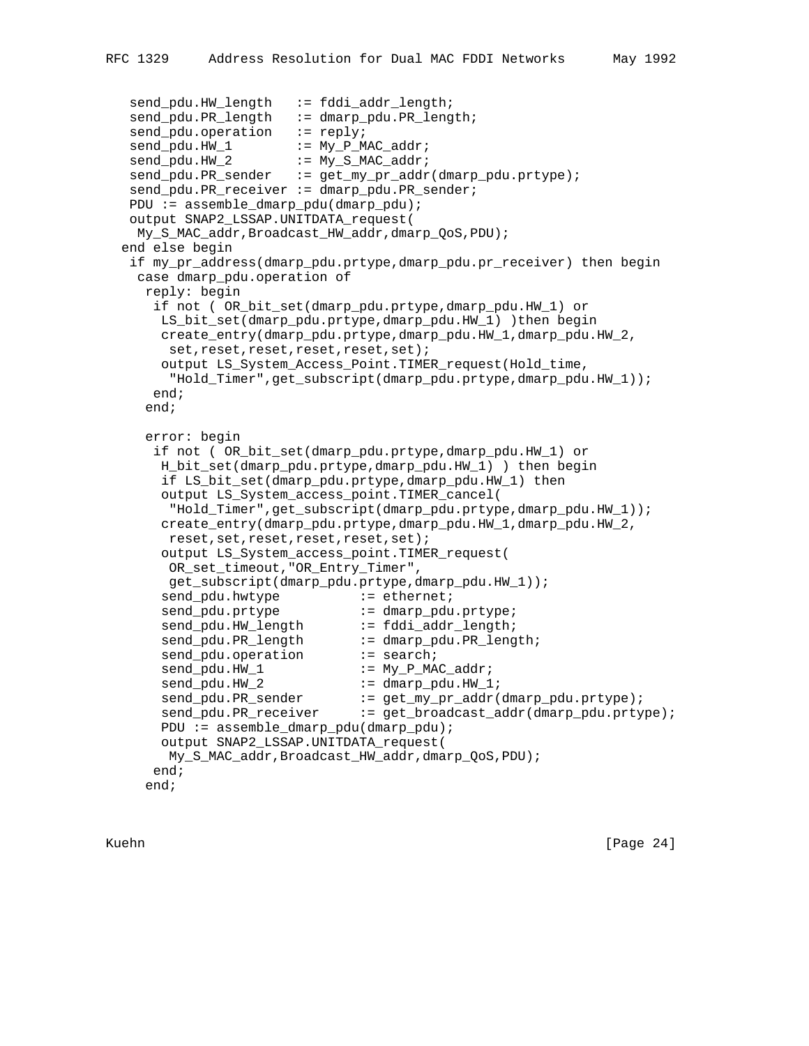```
   send_pdu.HW_length   := fddi_addr_length;
   send_pdu.PR_length   := dmarp_pdu.PR_length;
   send_pdu.operation   := reply;
   send_pdu.HW_1        := My_P_MAC_addr;
   send_pdu.HW_2        := My_S_MAC_addr;
   send_pdu.PR_sender   := get_my_pr_addr(dmarp_pdu.prtype);
   send_pdu.PR_receiver := dmarp_pdu.PR_sender;
   PDU := assemble_dmarp_pdu(dmarp_pdu);
   output SNAP2_LSSAP.UNITDATA_request(
    My_S_MAC_addr,Broadcast_HW_addr,dmarp_QoS,PDU);
  end else begin
   if my_pr_address(dmarp_pdu.prtype,dmarp_pdu.pr_receiver) then begin
    case dmarp_pdu.operation of
     reply: begin
      if not ( OR_bit_set(dmarp_pdu.prtype,dmarp_pdu.HW_1) or
       LS_bit_set(dmarp_pdu.prtype,dmarp_pdu.HW_1) )then begin
       create_entry(dmarp_pdu.prtype,dmarp_pdu.HW_1,dmarp_pdu.HW_2,
        set,reset,reset,reset,reset,set);
       output LS_System_Access_Point.TIMER_request(Hold_time,
        "Hold_Timer",get_subscript(dmarp_pdu.prtype,dmarp_pdu.HW_1));
      end;
     end;

     error: begin
      if not ( OR_bit_set(dmarp_pdu.prtype,dmarp_pdu.HW_1) or
       H_bit_set(dmarp_pdu.prtype,dmarp_pdu.HW_1) ) then begin
       if LS_bit_set(dmarp_pdu.prtype,dmarp_pdu.HW_1) then
       output LS_System_access_point.TIMER_cancel(
        "Hold_Timer",get_subscript(dmarp_pdu.prtype,dmarp_pdu.HW_1));
       create_entry(dmarp_pdu.prtype,dmarp_pdu.HW_1,dmarp_pdu.HW_2,
        reset,set,reset,reset,reset,set);
       output LS_System_access_point.TIMER_request(
        OR_set_timeout,"OR_Entry_Timer",
        get_subscript(dmarp_pdu.prtype,dmarp_pdu.HW_1));
       send_pdu.hwtype          := ethernet;
       send_pdu.prtype          := dmarp_pdu.prtype;
       send_pdu.HW_length       := fddi_addr_length;
       send_pdu.PR_length       := dmarp_pdu.PR_length;
       send_pdu.operation       := search;
       send_pdu.HW_1            := My_P_MAC_addr;
       send_pdu.HW_2            := dmarp_pdu.HW_1;
       send_pdu.PR_sender       := get_my_pr_addr(dmarp_pdu.prtype);
       send_pdu.PR_receiver     := get_broadcast_addr(dmarp_pdu.prtype);
       PDU := assemble_dmarp_pdu(dmarp_pdu);
       output SNAP2_LSSAP.UNITDATA_request(
        My_S_MAC_addr,Broadcast_HW_addr,dmarp_QoS,PDU);
      end;
     end;
```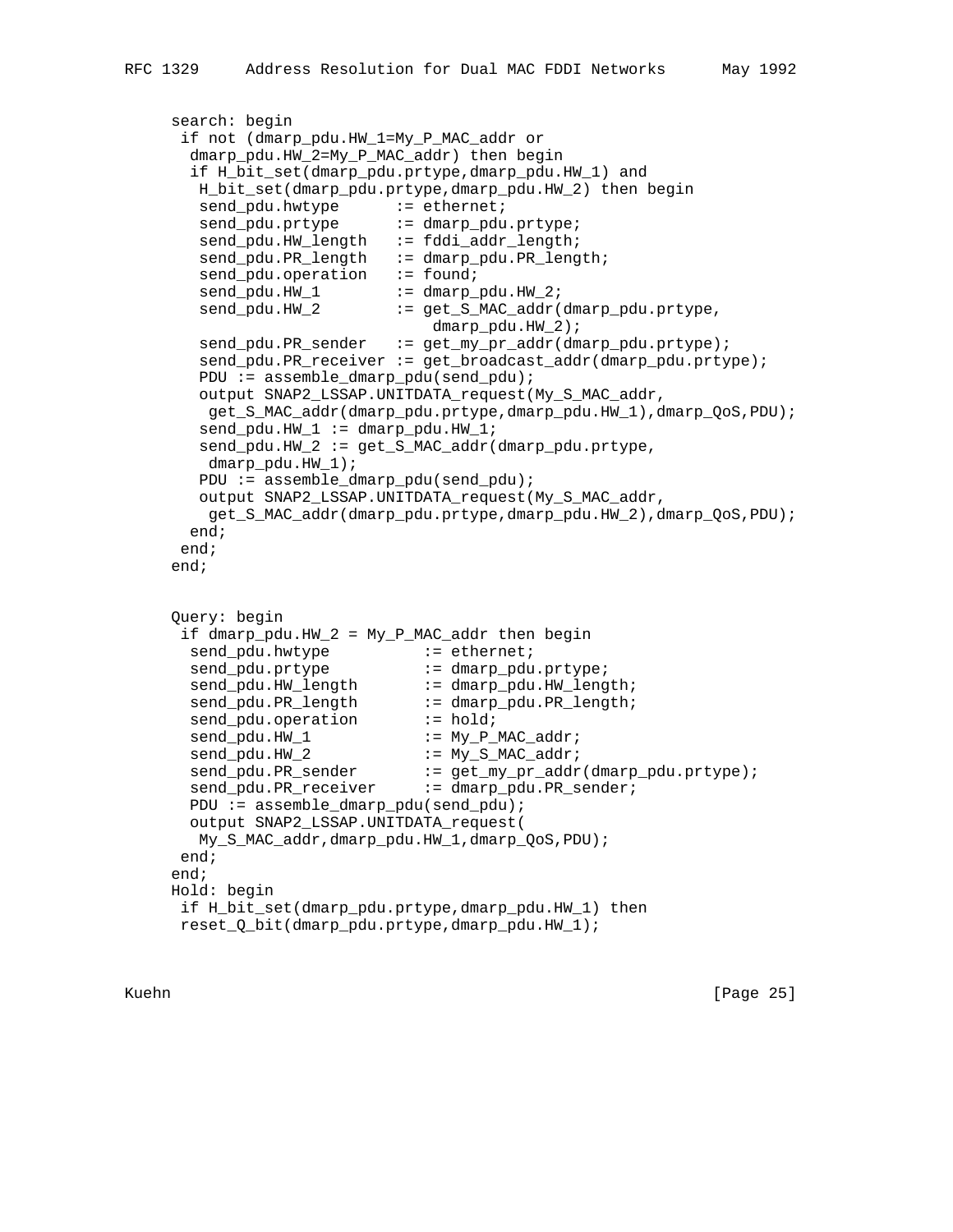```
search: begin
 if not (dmarp_pdu.HW_1=My_P_MAC_addr or
  dmarp_pdu.HW_2=My_P_MAC_addr) then begin
  if H_bit_set(dmarp_pdu.prtype,dmarp_pdu.HW_1) and
   H_bit_set(dmarp_pdu.prtype,dmarp_pdu.HW_2) then begin
   send_pdu.hwtype      := ethernet;
   send_pdu.prtype      := dmarp_pdu.prtype;
   send_pdu.HW_length   := fddi_addr_length;
   send_pdu.PR_length   := dmarp_pdu.PR_length;
   send_pdu.operation   := found;
   send_pdu.HW_1        := dmarp_pdu.HW_2;
   send_pdu.HW_2        := get_S_MAC_addr(dmarp_pdu.prtype,
                             dmarp_pdu.HW_2);
   send_pdu.PR_sender   := get_my_pr_addr(dmarp_pdu.prtype);
   send_pdu.PR_receiver := get_broadcast_addr(dmarp_pdu.prtype);
   PDU := assemble_dmarp_pdu(send_pdu);
   output SNAP2_LSSAP.UNITDATA_request(My_S_MAC_addr,
    get_S_MAC_addr(dmarp_pdu.prtype,dmarp_pdu.HW_1),dmarp_QoS,PDU);
   send_pdu.HW_1 := dmarp_pdu.HW_1;
   send_pdu.HW_2 := get_S_MAC_addr(dmarp_pdu.prtype,
    dmarp_pdu.HW_1);
   PDU := assemble_dmarp_pdu(send_pdu);
   output SNAP2_LSSAP.UNITDATA_request(My_S_MAC_addr,
    get_S_MAC_addr(dmarp_pdu.prtype,dmarp_pdu.HW_2),dmarp_QoS,PDU);
  end;
 end;
end;


Query: begin
 if dmarp_pdu.HW_2 = My_P_MAC_addr then begin
  send_pdu.hwtype          := ethernet;
  send_pdu.prtype          := dmarp_pdu.prtype;
  send_pdu.HW_length       := dmarp_pdu.HW_length;
  send_pdu.PR_length       := dmarp_pdu.PR_length;
  send_pdu.operation       := hold;
  send_pdu.HW_1            := My_P_MAC_addr;
  send_pdu.HW_2            := My_S_MAC_addr;
  send_pdu.PR_sender       := get_my_pr_addr(dmarp_pdu.prtype);
  send_pdu.PR_receiver     := dmarp_pdu.PR_sender;
  PDU := assemble_dmarp_pdu(send_pdu);
  output SNAP2_LSSAP.UNITDATA_request(
   My_S_MAC_addr,dmarp_pdu.HW_1,dmarp_QoS,PDU);
 end;
end;
Hold: begin
 if H_bit_set(dmarp_pdu.prtype,dmarp_pdu.HW_1) then
 reset_Q_bit(dmarp_pdu.prtype,dmarp_pdu.HW_1);
```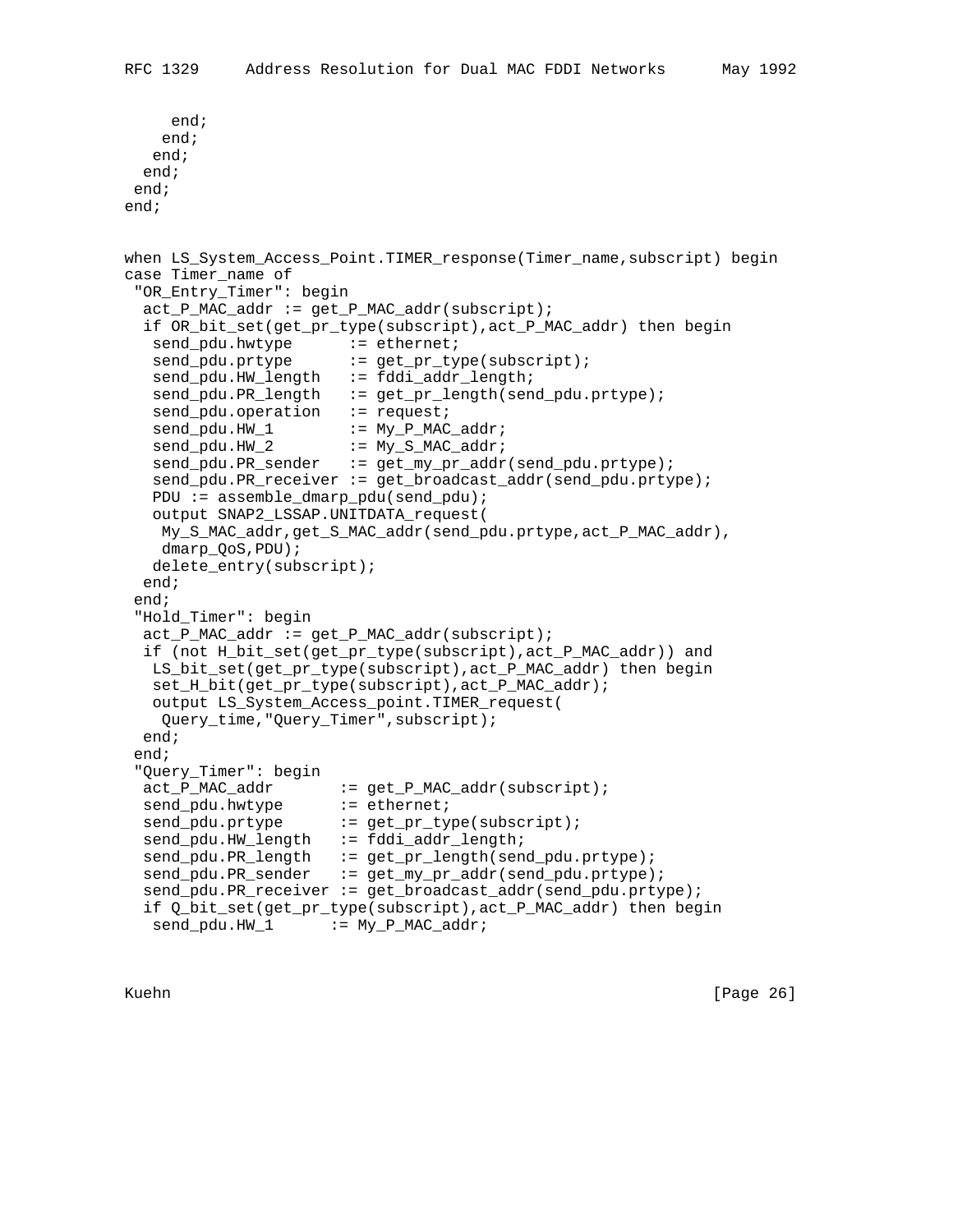```
     end;
    end;
   end;
  end;
 end;
end;


when LS_System_Access_Point.TIMER_response(Timer_name,subscript) begin
case Timer_name of
 "OR_Entry_Timer": begin
  act_P_MAC_addr := get_P_MAC_addr(subscript);
  if OR_bit_set(get_pr_type(subscript),act_P_MAC_addr) then begin
   send_pdu.hwtype      := ethernet;
   send_pdu.prtype      := get_pr_type(subscript);
   send_pdu.HW_length   := fddi_addr_length;
   send_pdu.PR_length   := get_pr_length(send_pdu.prtype);
   send_pdu.operation   := request;
   send_pdu.HW_1        := My_P_MAC_addr;
   send_pdu.HW_2        := My_S_MAC_addr;
   send_pdu.PR_sender   := get_my_pr_addr(send_pdu.prtype);
   send_pdu.PR_receiver := get_broadcast_addr(send_pdu.prtype);
   PDU := assemble_dmarp_pdu(send_pdu);
   output SNAP2_LSSAP.UNITDATA_request(
    My_S_MAC_addr,get_S_MAC_addr(send_pdu.prtype,act_P_MAC_addr),
    dmarp_QoS,PDU);
   delete_entry(subscript);
  end;
 end;
 "Hold_Timer": begin
  act_P_MAC_addr := get_P_MAC_addr(subscript);
  if (not H_bit_set(get_pr_type(subscript),act_P_MAC_addr)) and
   LS_bit_set(get_pr_type(subscript),act_P_MAC_addr) then begin
   set_H_bit(get_pr_type(subscript),act_P_MAC_addr);
   output LS_System_Access_point.TIMER_request(
    Query_time,"Query_Timer",subscript);
  end;
 end;
 "Query_Timer": begin
  act_P_MAC_addr       := get_P_MAC_addr(subscript);
  send_pdu.hwtype      := ethernet;
  send_pdu.prtype      := get_pr_type(subscript);
  send_pdu.HW_length   := fddi_addr_length;
  send_pdu.PR_length   := get_pr_length(send_pdu.prtype);
  send_pdu.PR_sender   := get_my_pr_addr(send_pdu.prtype);
  send_pdu.PR_receiver := get_broadcast_addr(send_pdu.prtype);
  if Q_bit_set(get_pr_type(subscript),act_P_MAC_addr) then begin
   send_pdu.HW_1      := My_P_MAC_addr;
```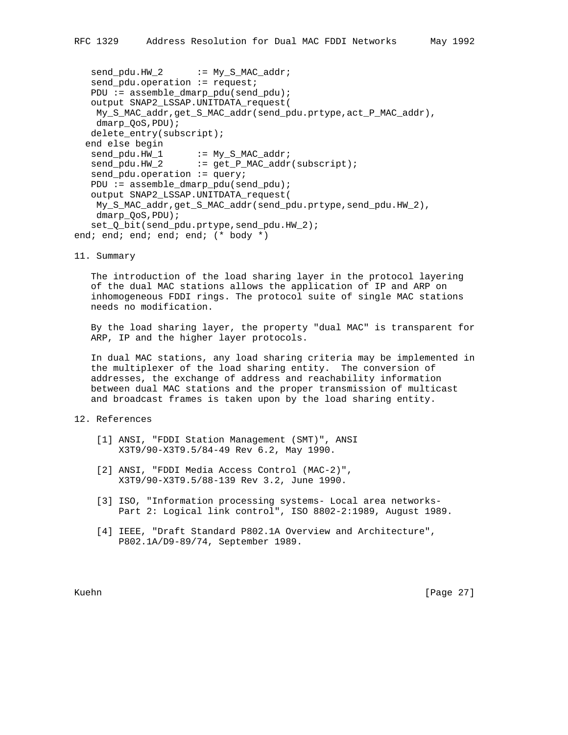```
   send_pdu.HW_2      := My_S_MAC_addr;
   send_pdu.operation := request;
   PDU := assemble_dmarp_pdu(send_pdu);
   output SNAP2_LSSAP.UNITDATA_request(
    My_S_MAC_addr,get_S_MAC_addr(send_pdu.prtype,act_P_MAC_addr),
    dmarp_QoS,PDU);
   delete_entry(subscript);
  end else begin
   send_pdu.HW_1      := My_S_MAC_addr;
   send_pdu.HW_2      := get_P_MAC_addr(subscript);
   send_pdu.operation := query;
   PDU := assemble_dmarp_pdu(send_pdu);
   output SNAP2_LSSAP.UNITDATA_request(
    My_S_MAC_addr,get_S_MAC_addr(send_pdu.prtype,send_pdu.HW_2),
    dmarp_QoS,PDU);
   set_Q_bit(send_pdu.prtype,send_pdu.HW_2);
end; end; end; end; end; (* body *)
```

## 11. Summary

The introduction of the load sharing layer in the protocol layering of the dual MAC stations allows the application of IP and ARP on inhomogeneous FDDI rings. The protocol suite of single MAC stations needs no modification.

By the load sharing layer, the property "dual MAC" is transparent for ARP, IP and the higher layer protocols.

In dual MAC stations, any load sharing criteria may be implemented in the multiplexer of the load sharing entity. The conversion of addresses, the exchange of address and reachability information between dual MAC stations and the proper transmission of multicast and broadcast frames is taken upon by the load sharing entity.

## 12. References

[1] ANSI, "FDDI Station Management (SMT)", ANSI X3T9/90-X3T9.5/84-49 Rev 6.2, May 1990.

[2] ANSI, "FDDI Media Access Control (MAC-2)", X3T9/90-X3T9.5/88-139 Rev 3.2, June 1990.

[3] ISO, "Information processing systems- Local area networks- Part 2: Logical link control", ISO 8802-2:1989, August 1989.

[4] IEEE, "Draft Standard P802.1A Overview and Architecture", P802.1A/D9-89/74, September 1989.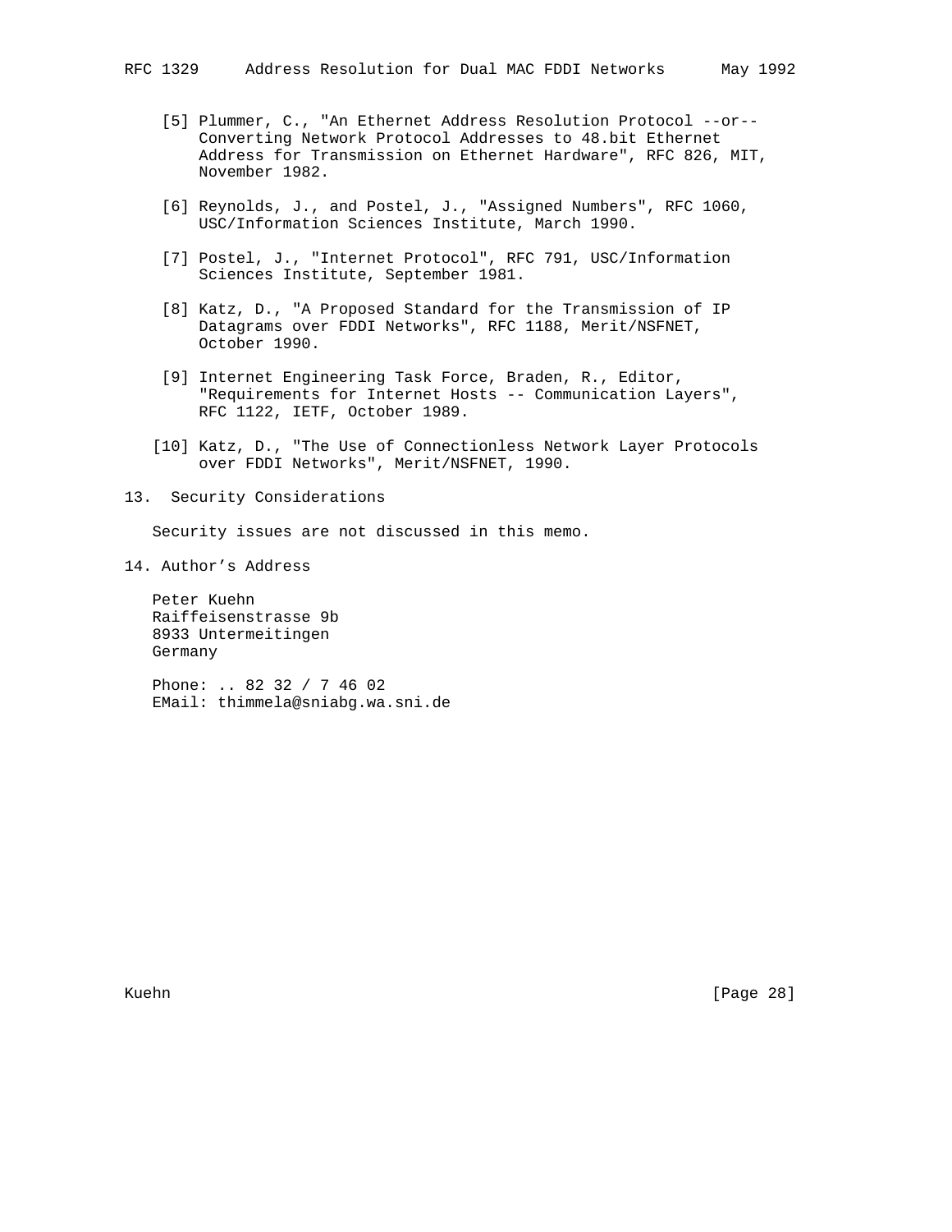[5] Plummer, C., "An Ethernet Address Resolution Protocol --or-- Converting Network Protocol Addresses to 48.bit Ethernet Address for Transmission on Ethernet Hardware", RFC 826, MIT, November 1982.

[6] Reynolds, J., and Postel, J., "Assigned Numbers", RFC 1060, USC/Information Sciences Institute, March 1990.

[7] Postel, J., "Internet Protocol", RFC 791, USC/Information Sciences Institute, September 1981.

[8] Katz, D., "A Proposed Standard for the Transmission of IP Datagrams over FDDI Networks", RFC 1188, Merit/NSFNET, October 1990.

[9] Internet Engineering Task Force, Braden, R., Editor, "Requirements for Internet Hosts -- Communication Layers", RFC 1122, IETF, October 1989.

[10] Katz, D., "The Use of Connectionless Network Layer Protocols over FDDI Networks", Merit/NSFNET, 1990.

## 13. Security Considerations

Security issues are not discussed in this memo.

## 14. Author's Address

Peter Kuehn
Raiffeisenstrasse 9b
8933 Untermeitingen
Germany

Phone: .. 82 32 / 7 46 02
EMail: thimmela@sniabg.wa.sni.de